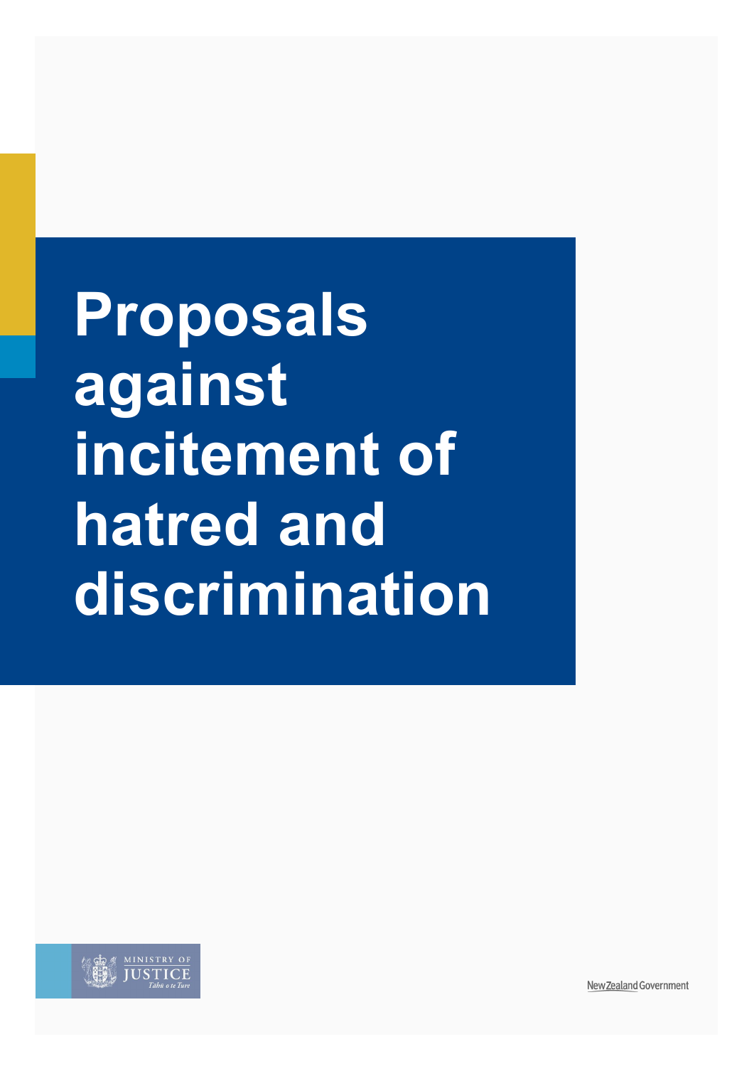# Proposals against incitement of hatred and discrimination

MINISTRY OF JUSTICE
Tāhū o te Ture

New Zealand Government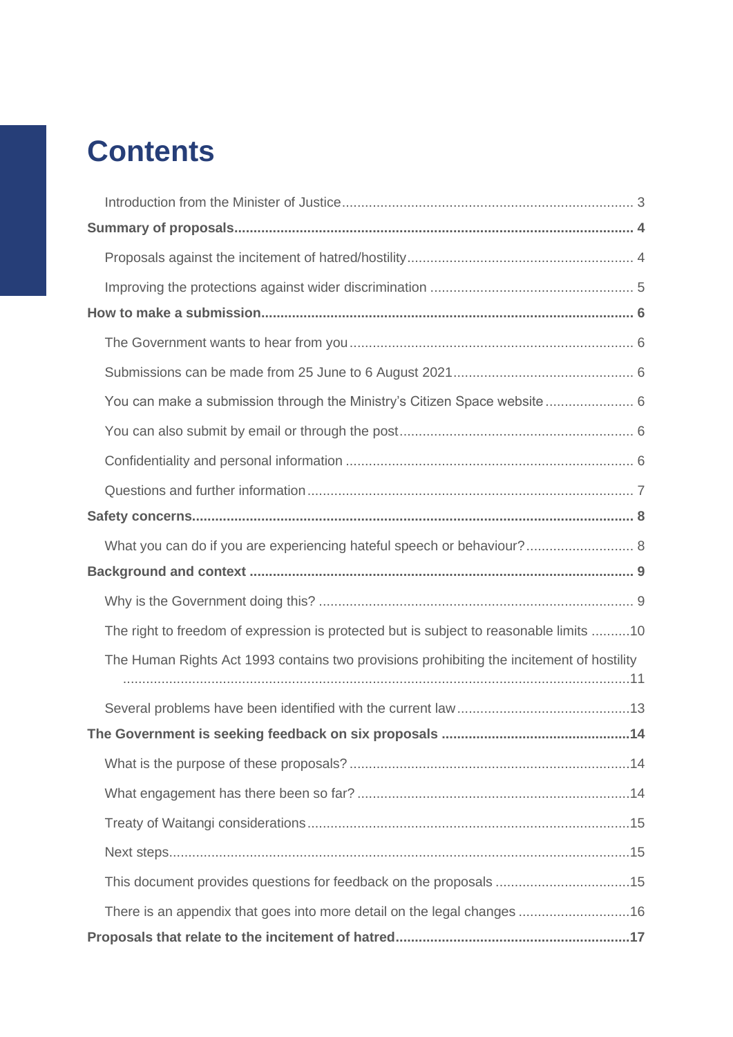# Contents

- Introduction from the Minister of Justice ... 3
- **Summary of proposals ... 4**
  - Proposals against the incitement of hatred/hostility ... 4
  - Improving the protections against wider discrimination ... 5
- **How to make a submission ... 6**
  - The Government wants to hear from you ... 6
  - Submissions can be made from 25 June to 6 August 2021 ... 6
  - You can make a submission through the Ministry's Citizen Space website ... 6
  - You can also submit by email or through the post ... 6
  - Confidentiality and personal information ... 6
  - Questions and further information ... 7
- **Safety concerns ... 8**
  - What you can do if you are experiencing hateful speech or behaviour? ... 8
- **Background and context ... 9**
  - Why is the Government doing this? ... 9
  - The right to freedom of expression is protected but is subject to reasonable limits ... 10
  - The Human Rights Act 1993 contains two provisions prohibiting the incitement of hostility ... 11
  - Several problems have been identified with the current law ... 13
- **The Government is seeking feedback on six proposals ... 14**
  - What is the purpose of these proposals? ... 14
  - What engagement has there been so far? ... 14
  - Treaty of Waitangi considerations ... 15
  - Next steps ... 15
  - This document provides questions for feedback on the proposals ... 15
  - There is an appendix that goes into more detail on the legal changes ... 16
- **Proposals that relate to the incitement of hatred ... 17**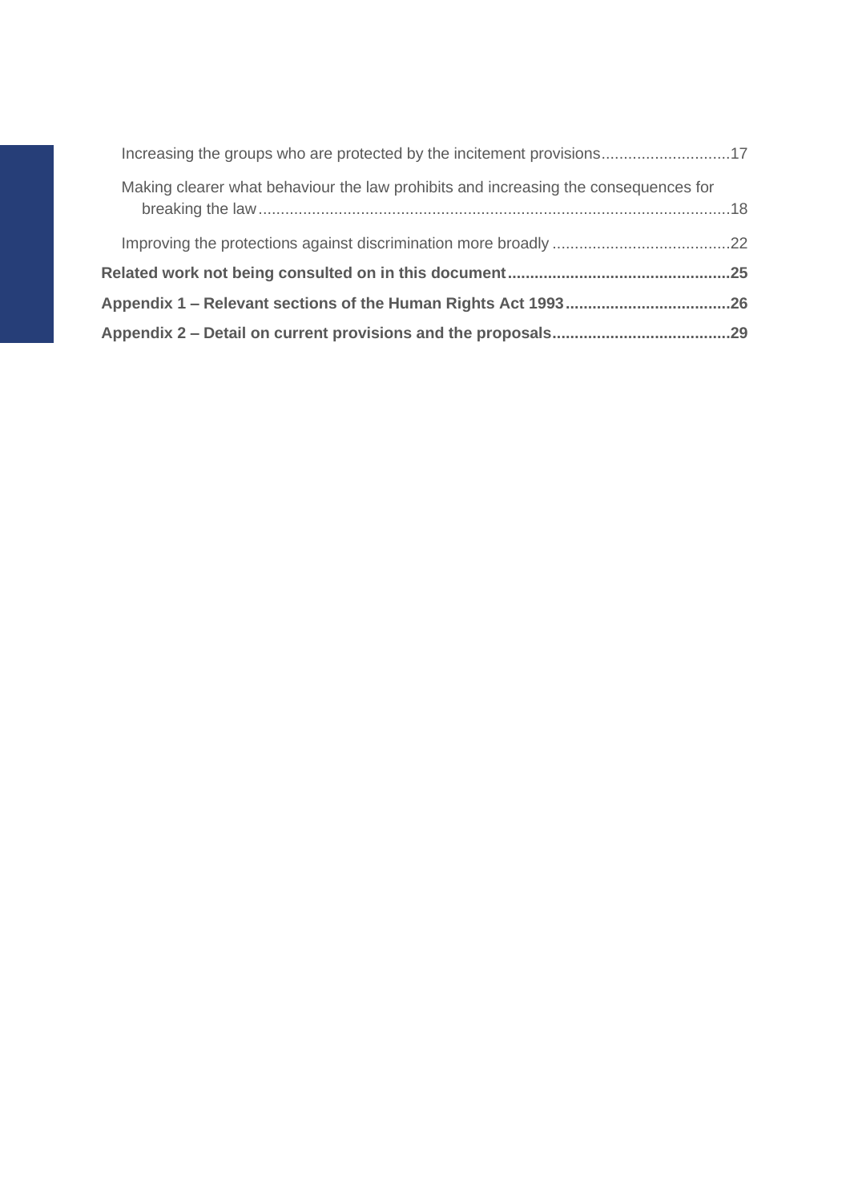Increasing the groups who are protected by the incitement provisions............................17

Making clearer what behaviour the law prohibits and increasing the consequences for breaking the law........................................................................................................18

Improving the protections against discrimination more broadly ........................................22

**Related work not being consulted on in this document..................................................25**

**Appendix 1 – Relevant sections of the Human Rights Act 1993.....................................26**

**Appendix 2 – Detail on current provisions and the proposals........................................29**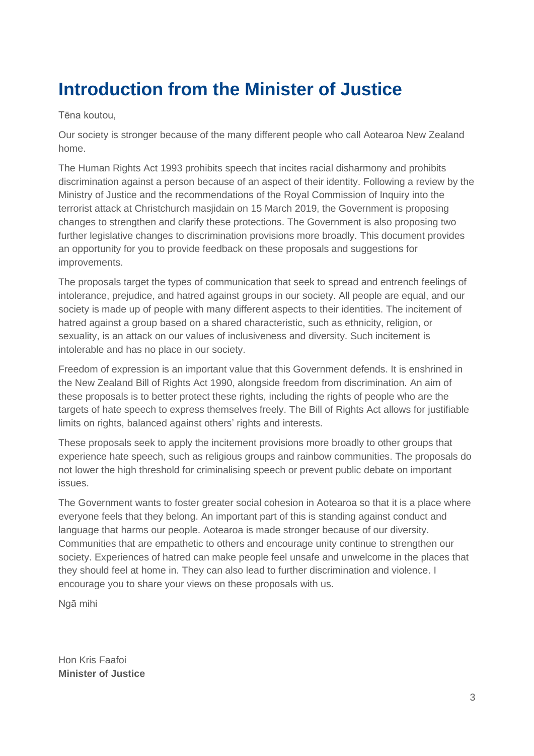# Introduction from the Minister of Justice

Tēna koutou,

Our society is stronger because of the many different people who call Aotearoa New Zealand home.

The Human Rights Act 1993 prohibits speech that incites racial disharmony and prohibits discrimination against a person because of an aspect of their identity. Following a review by the Ministry of Justice and the recommendations of the Royal Commission of Inquiry into the terrorist attack at Christchurch masjidain on 15 March 2019, the Government is proposing changes to strengthen and clarify these protections. The Government is also proposing two further legislative changes to discrimination provisions more broadly. This document provides an opportunity for you to provide feedback on these proposals and suggestions for improvements.

The proposals target the types of communication that seek to spread and entrench feelings of intolerance, prejudice, and hatred against groups in our society. All people are equal, and our society is made up of people with many different aspects to their identities. The incitement of hatred against a group based on a shared characteristic, such as ethnicity, religion, or sexuality, is an attack on our values of inclusiveness and diversity. Such incitement is intolerable and has no place in our society.

Freedom of expression is an important value that this Government defends. It is enshrined in the New Zealand Bill of Rights Act 1990, alongside freedom from discrimination. An aim of these proposals is to better protect these rights, including the rights of people who are the targets of hate speech to express themselves freely. The Bill of Rights Act allows for justifiable limits on rights, balanced against others' rights and interests.

These proposals seek to apply the incitement provisions more broadly to other groups that experience hate speech, such as religious groups and rainbow communities. The proposals do not lower the high threshold for criminalising speech or prevent public debate on important issues.

The Government wants to foster greater social cohesion in Aotearoa so that it is a place where everyone feels that they belong. An important part of this is standing against conduct and language that harms our people. Aotearoa is made stronger because of our diversity. Communities that are empathetic to others and encourage unity continue to strengthen our society. Experiences of hatred can make people feel unsafe and unwelcome in the places that they should feel at home in. They can also lead to further discrimination and violence. I encourage you to share your views on these proposals with us.

Ngā mihi

Hon Kris Faafoi
**Minister of Justice**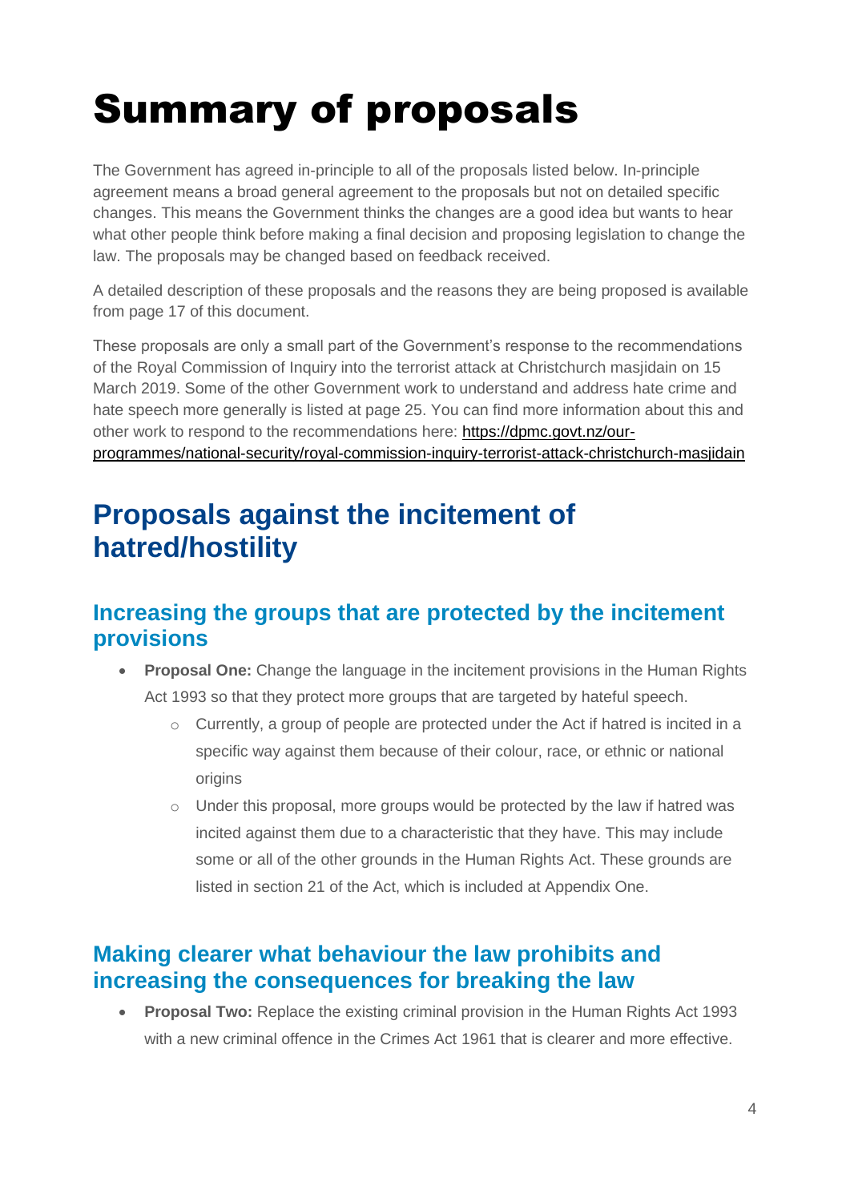# Summary of proposals

The Government has agreed in-principle to all of the proposals listed below. In-principle agreement means a broad general agreement to the proposals but not on detailed specific changes. This means the Government thinks the changes are a good idea but wants to hear what other people think before making a final decision and proposing legislation to change the law. The proposals may be changed based on feedback received.

A detailed description of these proposals and the reasons they are being proposed is available from page 17 of this document.

These proposals are only a small part of the Government's response to the recommendations of the Royal Commission of Inquiry into the terrorist attack at Christchurch masjidain on 15 March 2019. Some of the other Government work to understand and address hate crime and hate speech more generally is listed at page 25. You can find more information about this and other work to respond to the recommendations here: [https://dpmc.govt.nz/our-programmes/national-security/royal-commission-inquiry-terrorist-attack-christchurch-masjidain](https://dpmc.govt.nz/our-programmes/national-security/royal-commission-inquiry-terrorist-attack-christchurch-masjidain)

## Proposals against the incitement of hatred/hostility

### Increasing the groups that are protected by the incitement provisions

- **Proposal One:** Change the language in the incitement provisions in the Human Rights Act 1993 so that they protect more groups that are targeted by hateful speech.
  - Currently, a group of people are protected under the Act if hatred is incited in a specific way against them because of their colour, race, or ethnic or national origins
  - Under this proposal, more groups would be protected by the law if hatred was incited against them due to a characteristic that they have. This may include some or all of the other grounds in the Human Rights Act. These grounds are listed in section 21 of the Act, which is included at Appendix One.

### Making clearer what behaviour the law prohibits and increasing the consequences for breaking the law

- **Proposal Two:** Replace the existing criminal provision in the Human Rights Act 1993 with a new criminal offence in the Crimes Act 1961 that is clearer and more effective.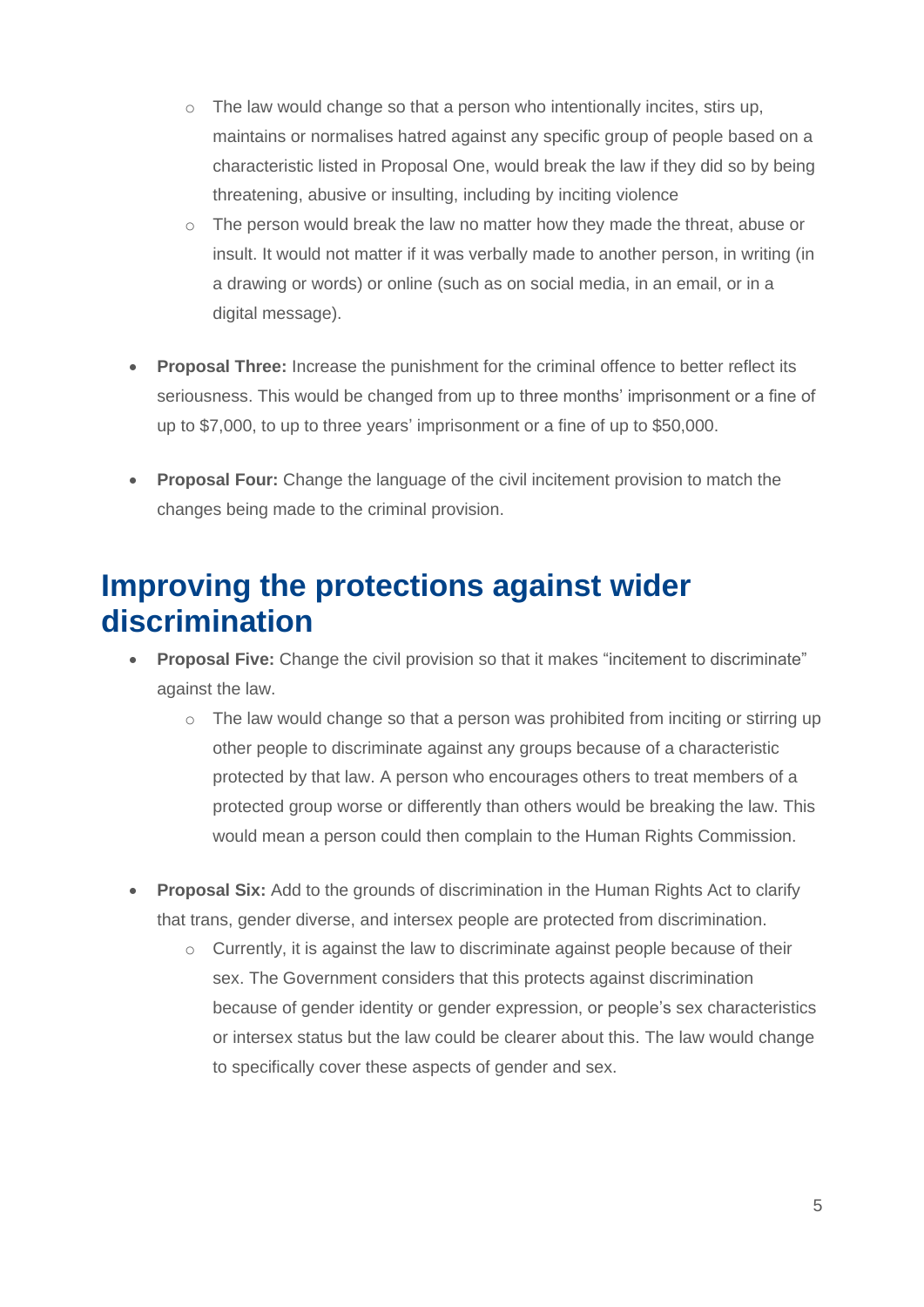- The law would change so that a person who intentionally incites, stirs up, maintains or normalises hatred against any specific group of people based on a characteristic listed in Proposal One, would break the law if they did so by being threatening, abusive or insulting, including by inciting violence
  - The person would break the law no matter how they made the threat, abuse or insult. It would not matter if it was verbally made to another person, in writing (in a drawing or words) or online (such as on social media, in an email, or in a digital message).

- **Proposal Three:** Increase the punishment for the criminal offence to better reflect its seriousness. This would be changed from up to three months' imprisonment or a fine of up to $7,000, to up to three years' imprisonment or a fine of up to $50,000.

- **Proposal Four:** Change the language of the civil incitement provision to match the changes being made to the criminal provision.

## Improving the protections against wider discrimination

- **Proposal Five:** Change the civil provision so that it makes "incitement to discriminate" against the law.
  - The law would change so that a person was prohibited from inciting or stirring up other people to discriminate against any groups because of a characteristic protected by that law. A person who encourages others to treat members of a protected group worse or differently than others would be breaking the law. This would mean a person could then complain to the Human Rights Commission.

- **Proposal Six:** Add to the grounds of discrimination in the Human Rights Act to clarify that trans, gender diverse, and intersex people are protected from discrimination.
  - Currently, it is against the law to discriminate against people because of their sex. The Government considers that this protects against discrimination because of gender identity or gender expression, or people's sex characteristics or intersex status but the law could be clearer about this. The law would change to specifically cover these aspects of gender and sex.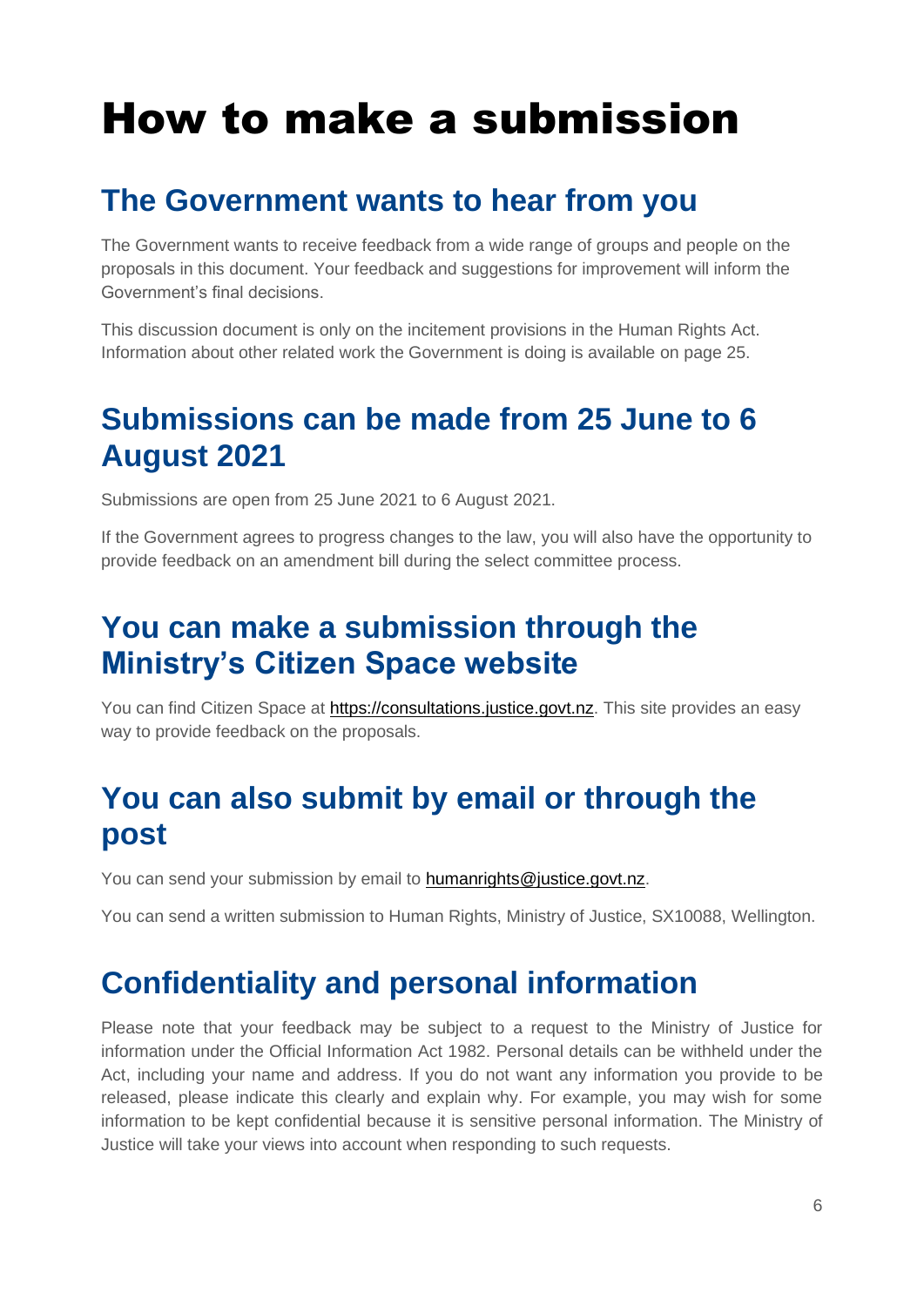# How to make a submission

## The Government wants to hear from you

The Government wants to receive feedback from a wide range of groups and people on the proposals in this document. Your feedback and suggestions for improvement will inform the Government's final decisions.

This discussion document is only on the incitement provisions in the Human Rights Act. Information about other related work the Government is doing is available on page 25.

## Submissions can be made from 25 June to 6 August 2021

Submissions are open from 25 June 2021 to 6 August 2021.

If the Government agrees to progress changes to the law, you will also have the opportunity to provide feedback on an amendment bill during the select committee process.

## You can make a submission through the Ministry's Citizen Space website

You can find Citizen Space at https://consultations.justice.govt.nz. This site provides an easy way to provide feedback on the proposals.

## You can also submit by email or through the post

You can send your submission by email to humanrights@justice.govt.nz.

You can send a written submission to Human Rights, Ministry of Justice, SX10088, Wellington.

## Confidentiality and personal information

Please note that your feedback may be subject to a request to the Ministry of Justice for information under the Official Information Act 1982. Personal details can be withheld under the Act, including your name and address. If you do not want any information you provide to be released, please indicate this clearly and explain why. For example, you may wish for some information to be kept confidential because it is sensitive personal information. The Ministry of Justice will take your views into account when responding to such requests.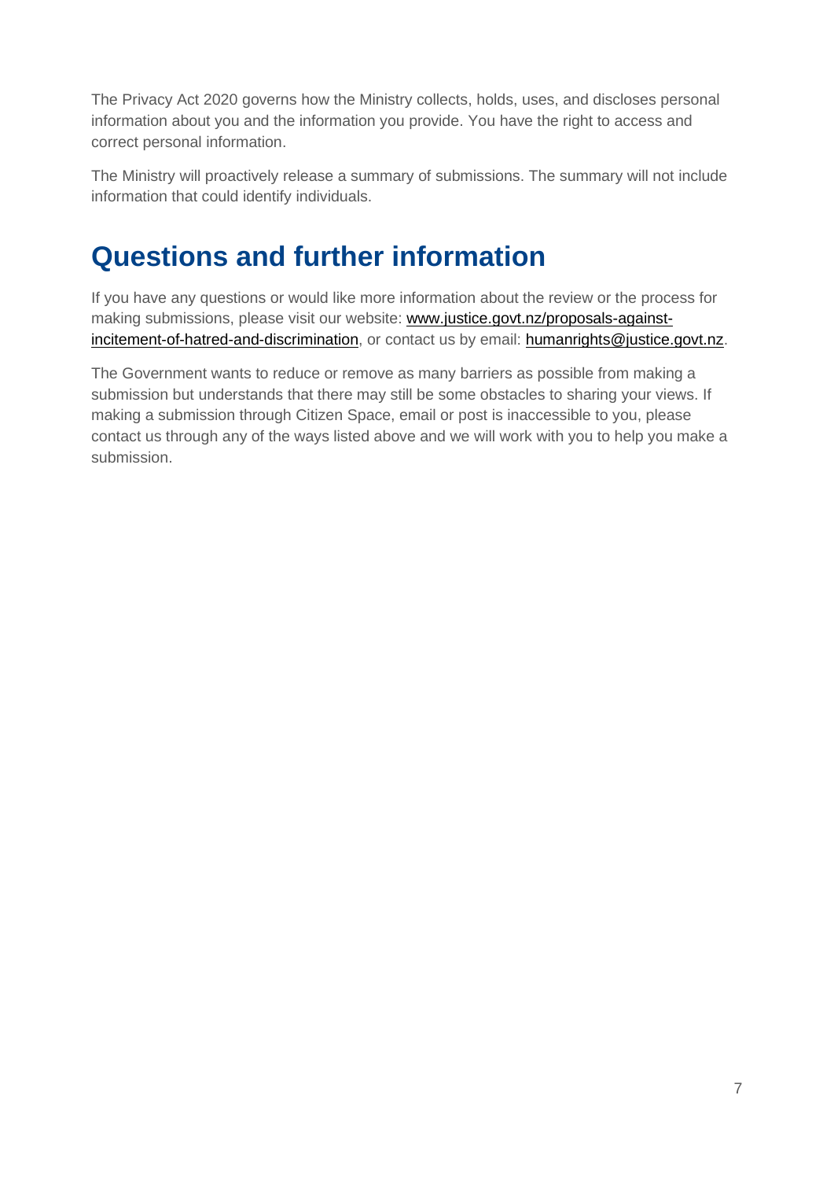The Privacy Act 2020 governs how the Ministry collects, holds, uses, and discloses personal information about you and the information you provide. You have the right to access and correct personal information.

The Ministry will proactively release a summary of submissions. The summary will not include information that could identify individuals.

## Questions and further information

If you have any questions or would like more information about the review or the process for making submissions, please visit our website: [www.justice.govt.nz/proposals-against-incitement-of-hatred-and-discrimination](http://www.justice.govt.nz/proposals-against-incitement-of-hatred-and-discrimination), or contact us by email: [humanrights@justice.govt.nz](mailto:humanrights@justice.govt.nz).

The Government wants to reduce or remove as many barriers as possible from making a submission but understands that there may still be some obstacles to sharing your views. If making a submission through Citizen Space, email or post is inaccessible to you, please contact us through any of the ways listed above and we will work with you to help you make a submission.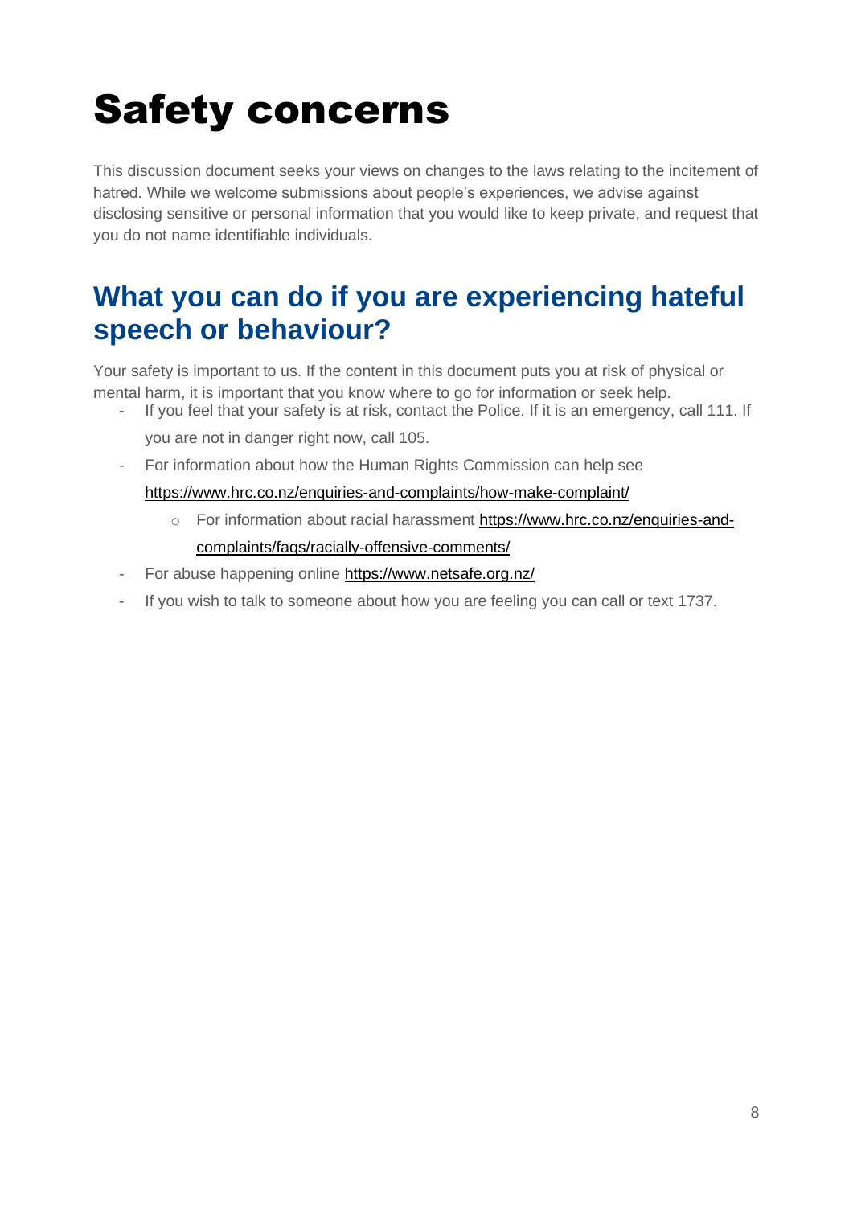# Safety concerns

This discussion document seeks your views on changes to the laws relating to the incitement of hatred. While we welcome submissions about people's experiences, we advise against disclosing sensitive or personal information that you would like to keep private, and request that you do not name identifiable individuals.

## What you can do if you are experiencing hateful speech or behaviour?

Your safety is important to us. If the content in this document puts you at risk of physical or mental harm, it is important that you know where to go for information or seek help.

- If you feel that your safety is at risk, contact the Police. If it is an emergency, call 111. If you are not in danger right now, call 105.
- For information about how the Human Rights Commission can help see https://www.hrc.co.nz/enquiries-and-complaints/how-make-complaint/
    - For information about racial harassment https://www.hrc.co.nz/enquiries-and-complaints/faqs/racially-offensive-comments/
- For abuse happening online https://www.netsafe.org.nz/
- If you wish to talk to someone about how you are feeling you can call or text 1737.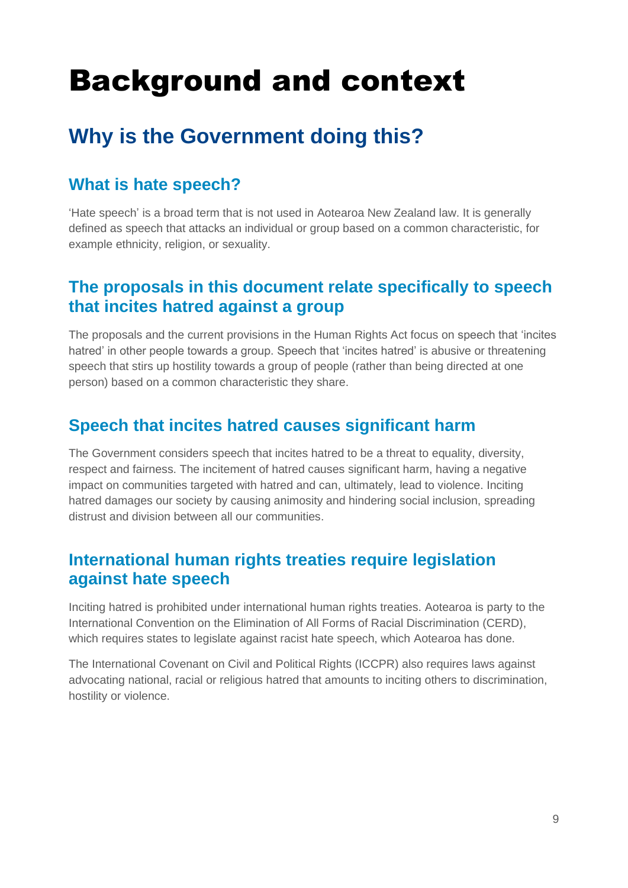# Background and context

## Why is the Government doing this?

### What is hate speech?

'Hate speech' is a broad term that is not used in Aotearoa New Zealand law. It is generally defined as speech that attacks an individual or group based on a common characteristic, for example ethnicity, religion, or sexuality.

### The proposals in this document relate specifically to speech that incites hatred against a group

The proposals and the current provisions in the Human Rights Act focus on speech that 'incites hatred' in other people towards a group. Speech that 'incites hatred' is abusive or threatening speech that stirs up hostility towards a group of people (rather than being directed at one person) based on a common characteristic they share.

### Speech that incites hatred causes significant harm

The Government considers speech that incites hatred to be a threat to equality, diversity, respect and fairness. The incitement of hatred causes significant harm, having a negative impact on communities targeted with hatred and can, ultimately, lead to violence. Inciting hatred damages our society by causing animosity and hindering social inclusion, spreading distrust and division between all our communities.

### International human rights treaties require legislation against hate speech

Inciting hatred is prohibited under international human rights treaties. Aotearoa is party to the International Convention on the Elimination of All Forms of Racial Discrimination (CERD), which requires states to legislate against racist hate speech, which Aotearoa has done.

The International Covenant on Civil and Political Rights (ICCPR) also requires laws against advocating national, racial or religious hatred that amounts to inciting others to discrimination, hostility or violence.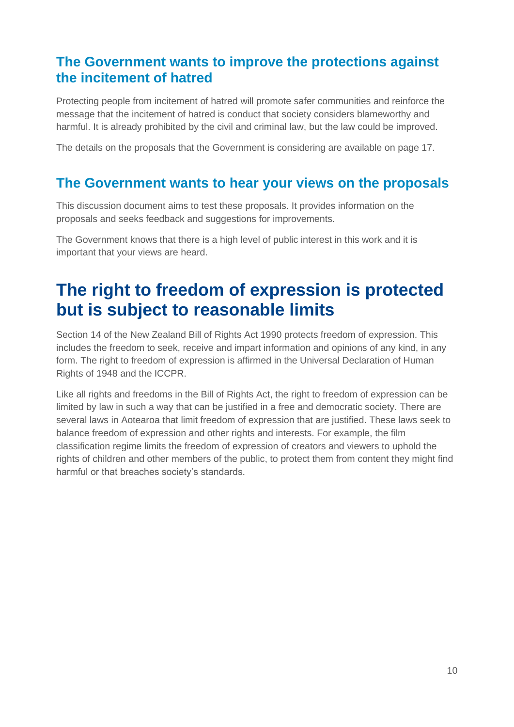### The Government wants to improve the protections against the incitement of hatred

Protecting people from incitement of hatred will promote safer communities and reinforce the message that the incitement of hatred is conduct that society considers blameworthy and harmful. It is already prohibited by the civil and criminal law, but the law could be improved.

The details on the proposals that the Government is considering are available on page 17.

### The Government wants to hear your views on the proposals

This discussion document aims to test these proposals. It provides information on the proposals and seeks feedback and suggestions for improvements.

The Government knows that there is a high level of public interest in this work and it is important that your views are heard.

## The right to freedom of expression is protected but is subject to reasonable limits

Section 14 of the New Zealand Bill of Rights Act 1990 protects freedom of expression. This includes the freedom to seek, receive and impart information and opinions of any kind, in any form. The right to freedom of expression is affirmed in the Universal Declaration of Human Rights of 1948 and the ICCPR.

Like all rights and freedoms in the Bill of Rights Act, the right to freedom of expression can be limited by law in such a way that can be justified in a free and democratic society. There are several laws in Aotearoa that limit freedom of expression that are justified. These laws seek to balance freedom of expression and other rights and interests. For example, the film classification regime limits the freedom of expression of creators and viewers to uphold the rights of children and other members of the public, to protect them from content they might find harmful or that breaches society's standards.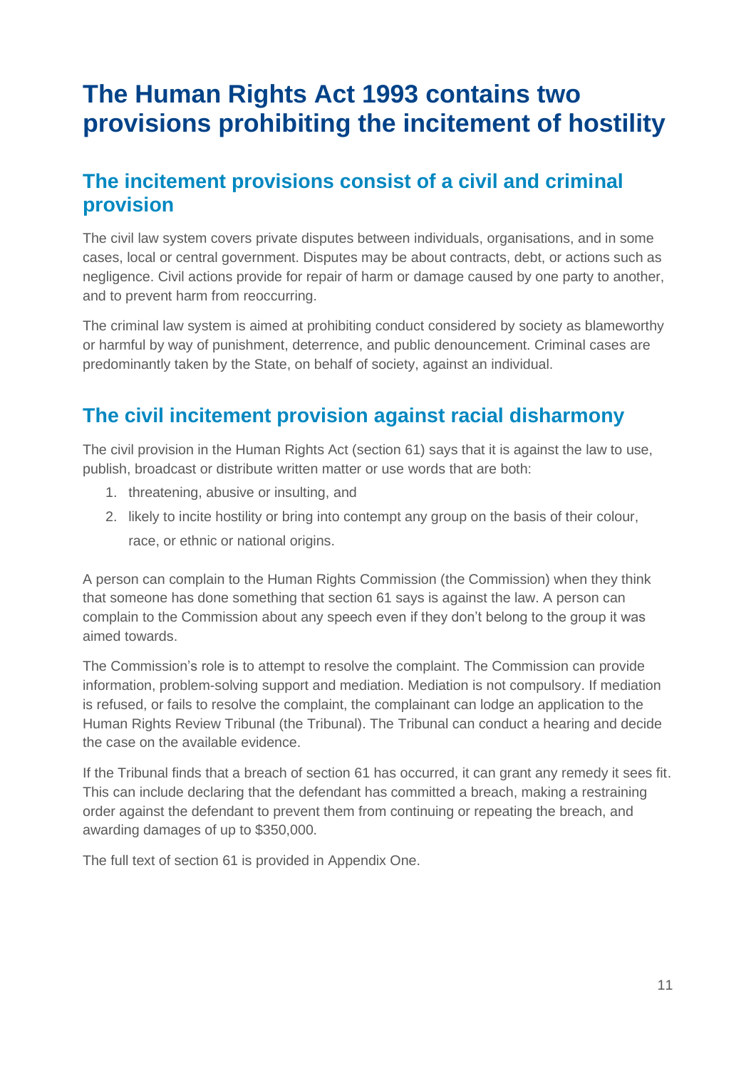# The Human Rights Act 1993 contains two provisions prohibiting the incitement of hostility

## The incitement provisions consist of a civil and criminal provision

The civil law system covers private disputes between individuals, organisations, and in some cases, local or central government. Disputes may be about contracts, debt, or actions such as negligence. Civil actions provide for repair of harm or damage caused by one party to another, and to prevent harm from reoccurring.

The criminal law system is aimed at prohibiting conduct considered by society as blameworthy or harmful by way of punishment, deterrence, and public denouncement. Criminal cases are predominantly taken by the State, on behalf of society, against an individual.

## The civil incitement provision against racial disharmony

The civil provision in the Human Rights Act (section 61) says that it is against the law to use, publish, broadcast or distribute written matter or use words that are both:

1. threatening, abusive or insulting, and
2. likely to incite hostility or bring into contempt any group on the basis of their colour, race, or ethnic or national origins.

A person can complain to the Human Rights Commission (the Commission) when they think that someone has done something that section 61 says is against the law. A person can complain to the Commission about any speech even if they don't belong to the group it was aimed towards.

The Commission's role is to attempt to resolve the complaint. The Commission can provide information, problem-solving support and mediation. Mediation is not compulsory. If mediation is refused, or fails to resolve the complaint, the complainant can lodge an application to the Human Rights Review Tribunal (the Tribunal). The Tribunal can conduct a hearing and decide the case on the available evidence.

If the Tribunal finds that a breach of section 61 has occurred, it can grant any remedy it sees fit. This can include declaring that the defendant has committed a breach, making a restraining order against the defendant to prevent them from continuing or repeating the breach, and awarding damages of up to $350,000.

The full text of section 61 is provided in Appendix One.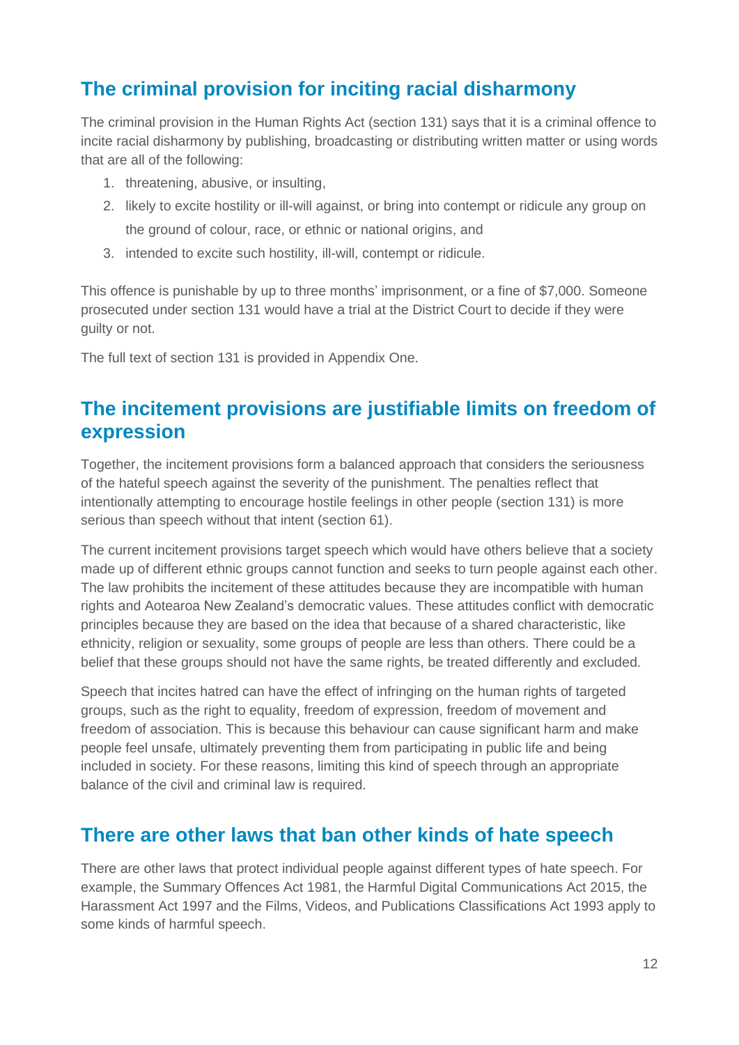## The criminal provision for inciting racial disharmony

The criminal provision in the Human Rights Act (section 131) says that it is a criminal offence to incite racial disharmony by publishing, broadcasting or distributing written matter or using words that are all of the following:

1. threatening, abusive, or insulting,
2. likely to excite hostility or ill-will against, or bring into contempt or ridicule any group on the ground of colour, race, or ethnic or national origins, and
3. intended to excite such hostility, ill-will, contempt or ridicule.

This offence is punishable by up to three months' imprisonment, or a fine of $7,000. Someone prosecuted under section 131 would have a trial at the District Court to decide if they were guilty or not.

The full text of section 131 is provided in Appendix One.

## The incitement provisions are justifiable limits on freedom of expression

Together, the incitement provisions form a balanced approach that considers the seriousness of the hateful speech against the severity of the punishment. The penalties reflect that intentionally attempting to encourage hostile feelings in other people (section 131) is more serious than speech without that intent (section 61).

The current incitement provisions target speech which would have others believe that a society made up of different ethnic groups cannot function and seeks to turn people against each other. The law prohibits the incitement of these attitudes because they are incompatible with human rights and Aotearoa New Zealand's democratic values. These attitudes conflict with democratic principles because they are based on the idea that because of a shared characteristic, like ethnicity, religion or sexuality, some groups of people are less than others. There could be a belief that these groups should not have the same rights, be treated differently and excluded.

Speech that incites hatred can have the effect of infringing on the human rights of targeted groups, such as the right to equality, freedom of expression, freedom of movement and freedom of association. This is because this behaviour can cause significant harm and make people feel unsafe, ultimately preventing them from participating in public life and being included in society. For these reasons, limiting this kind of speech through an appropriate balance of the civil and criminal law is required.

## There are other laws that ban other kinds of hate speech

There are other laws that protect individual people against different types of hate speech. For example, the Summary Offences Act 1981, the Harmful Digital Communications Act 2015, the Harassment Act 1997 and the Films, Videos, and Publications Classifications Act 1993 apply to some kinds of harmful speech.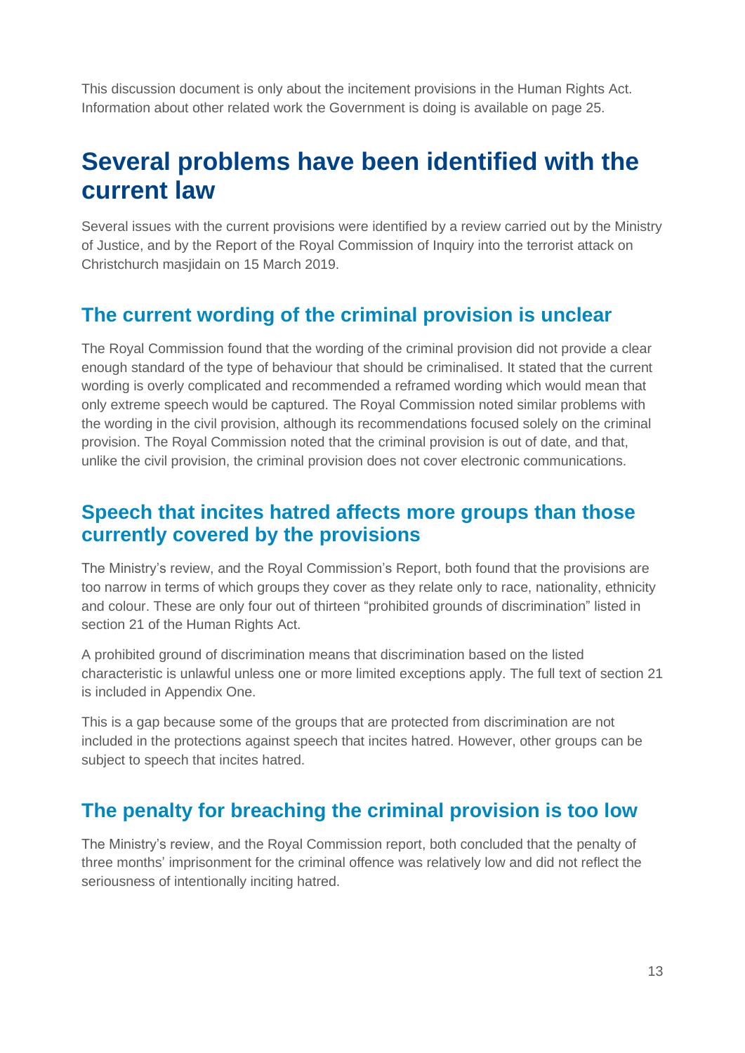This discussion document is only about the incitement provisions in the Human Rights Act. Information about other related work the Government is doing is available on page 25.

# Several problems have been identified with the current law

Several issues with the current provisions were identified by a review carried out by the Ministry of Justice, and by the Report of the Royal Commission of Inquiry into the terrorist attack on Christchurch masjidain on 15 March 2019.

## The current wording of the criminal provision is unclear

The Royal Commission found that the wording of the criminal provision did not provide a clear enough standard of the type of behaviour that should be criminalised. It stated that the current wording is overly complicated and recommended a reframed wording which would mean that only extreme speech would be captured. The Royal Commission noted similar problems with the wording in the civil provision, although its recommendations focused solely on the criminal provision. The Royal Commission noted that the criminal provision is out of date, and that, unlike the civil provision, the criminal provision does not cover electronic communications.

## Speech that incites hatred affects more groups than those currently covered by the provisions

The Ministry's review, and the Royal Commission's Report, both found that the provisions are too narrow in terms of which groups they cover as they relate only to race, nationality, ethnicity and colour. These are only four out of thirteen "prohibited grounds of discrimination" listed in section 21 of the Human Rights Act.

A prohibited ground of discrimination means that discrimination based on the listed characteristic is unlawful unless one or more limited exceptions apply. The full text of section 21 is included in Appendix One.

This is a gap because some of the groups that are protected from discrimination are not included in the protections against speech that incites hatred. However, other groups can be subject to speech that incites hatred.

## The penalty for breaching the criminal provision is too low

The Ministry's review, and the Royal Commission report, both concluded that the penalty of three months' imprisonment for the criminal offence was relatively low and did not reflect the seriousness of intentionally inciting hatred.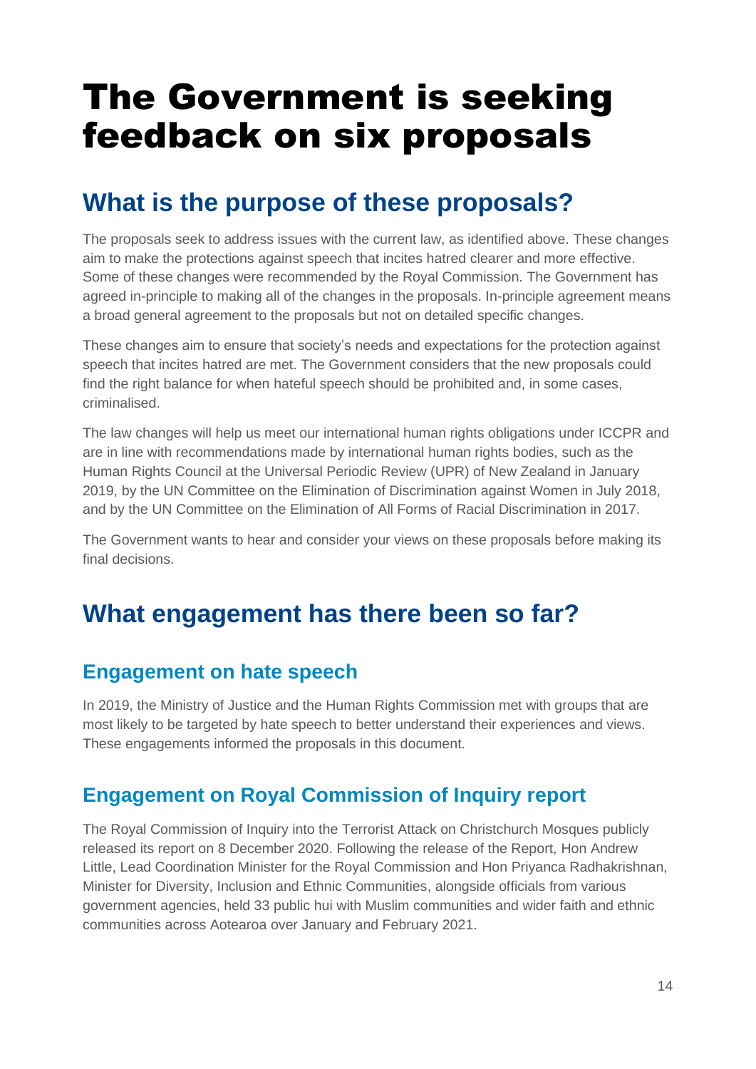# The Government is seeking feedback on six proposals

## What is the purpose of these proposals?

The proposals seek to address issues with the current law, as identified above. These changes aim to make the protections against speech that incites hatred clearer and more effective. Some of these changes were recommended by the Royal Commission. The Government has agreed in-principle to making all of the changes in the proposals. In-principle agreement means a broad general agreement to the proposals but not on detailed specific changes.

These changes aim to ensure that society's needs and expectations for the protection against speech that incites hatred are met. The Government considers that the new proposals could find the right balance for when hateful speech should be prohibited and, in some cases, criminalised.

The law changes will help us meet our international human rights obligations under ICCPR and are in line with recommendations made by international human rights bodies, such as the Human Rights Council at the Universal Periodic Review (UPR) of New Zealand in January 2019, by the UN Committee on the Elimination of Discrimination against Women in July 2018, and by the UN Committee on the Elimination of All Forms of Racial Discrimination in 2017.

The Government wants to hear and consider your views on these proposals before making its final decisions.

## What engagement has there been so far?

### Engagement on hate speech

In 2019, the Ministry of Justice and the Human Rights Commission met with groups that are most likely to be targeted by hate speech to better understand their experiences and views. These engagements informed the proposals in this document.

### Engagement on Royal Commission of Inquiry report

The Royal Commission of Inquiry into the Terrorist Attack on Christchurch Mosques publicly released its report on 8 December 2020. Following the release of the Report, Hon Andrew Little, Lead Coordination Minister for the Royal Commission and Hon Priyanca Radhakrishnan, Minister for Diversity, Inclusion and Ethnic Communities, alongside officials from various government agencies, held 33 public hui with Muslim communities and wider faith and ethnic communities across Aotearoa over January and February 2021.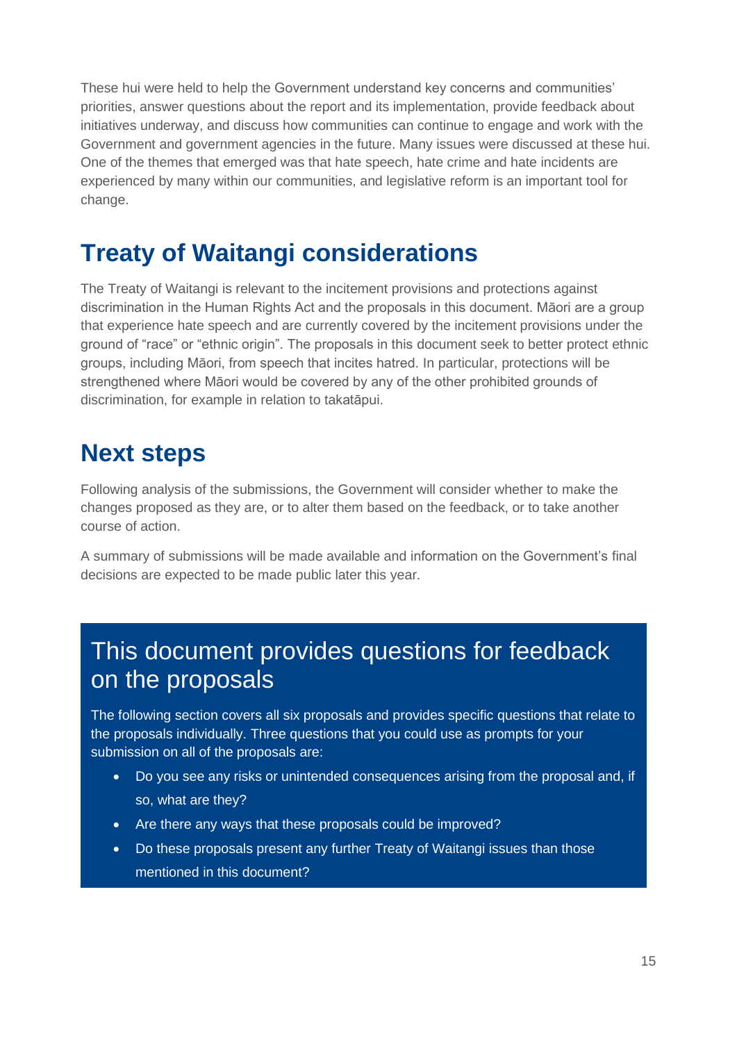These hui were held to help the Government understand key concerns and communities' priorities, answer questions about the report and its implementation, provide feedback about initiatives underway, and discuss how communities can continue to engage and work with the Government and government agencies in the future. Many issues were discussed at these hui. One of the themes that emerged was that hate speech, hate crime and hate incidents are experienced by many within our communities, and legislative reform is an important tool for change.

## Treaty of Waitangi considerations

The Treaty of Waitangi is relevant to the incitement provisions and protections against discrimination in the Human Rights Act and the proposals in this document. Māori are a group that experience hate speech and are currently covered by the incitement provisions under the ground of "race" or "ethnic origin". The proposals in this document seek to better protect ethnic groups, including Māori, from speech that incites hatred. In particular, protections will be strengthened where Māori would be covered by any of the other prohibited grounds of discrimination, for example in relation to takatāpui.

## Next steps

Following analysis of the submissions, the Government will consider whether to make the changes proposed as they are, or to alter them based on the feedback, or to take another course of action.

A summary of submissions will be made available and information on the Government's final decisions are expected to be made public later this year.

### This document provides questions for feedback on the proposals

The following section covers all six proposals and provides specific questions that relate to the proposals individually. Three questions that you could use as prompts for your submission on all of the proposals are:

- Do you see any risks or unintended consequences arising from the proposal and, if so, what are they?
- Are there any ways that these proposals could be improved?
- Do these proposals present any further Treaty of Waitangi issues than those mentioned in this document?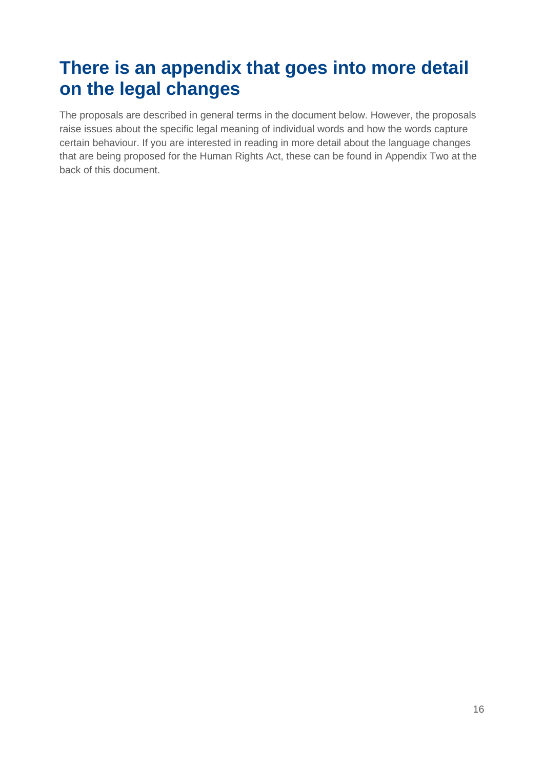## There is an appendix that goes into more detail on the legal changes

The proposals are described in general terms in the document below. However, the proposals raise issues about the specific legal meaning of individual words and how the words capture certain behaviour. If you are interested in reading in more detail about the language changes that are being proposed for the Human Rights Act, these can be found in Appendix Two at the back of this document.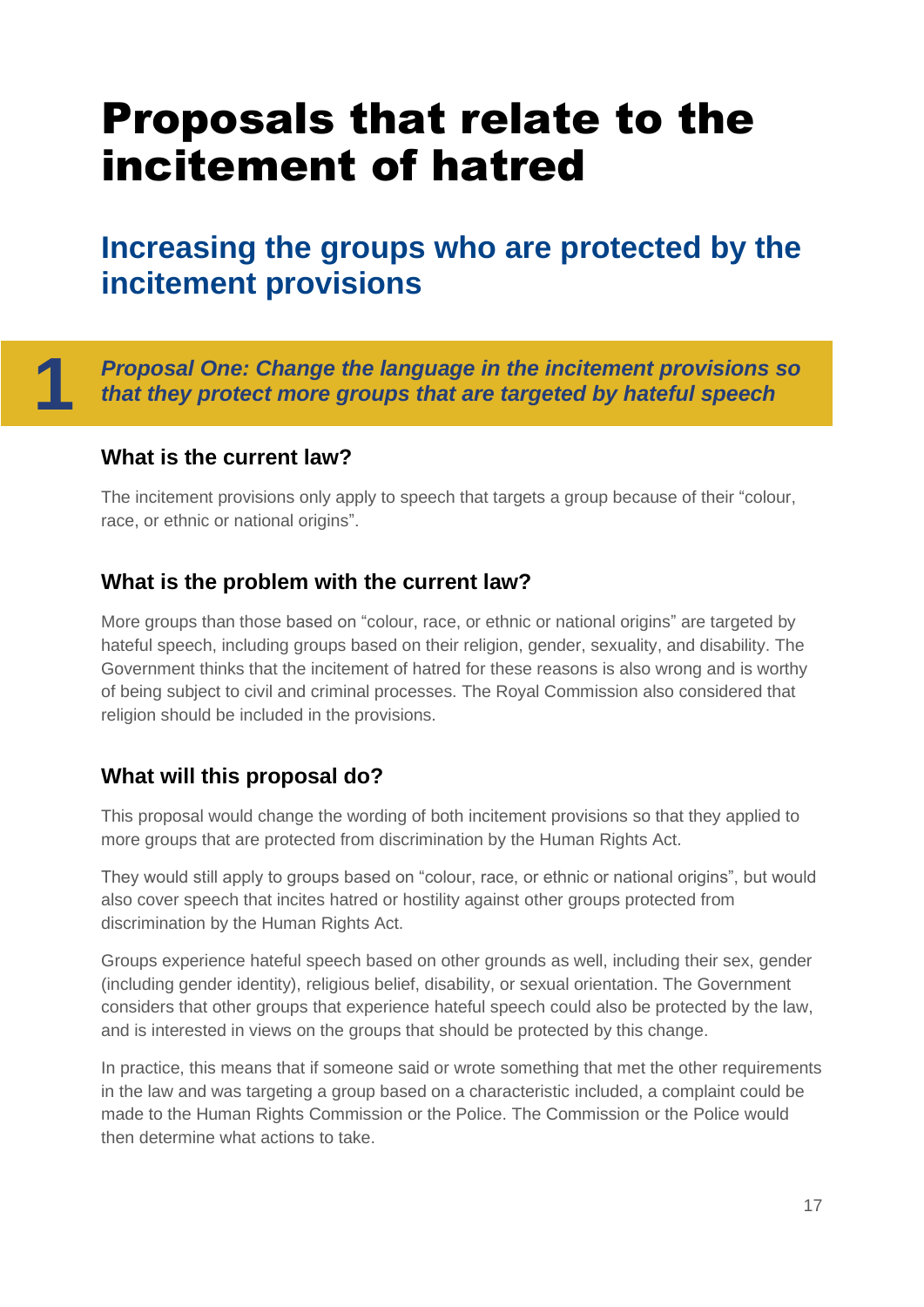# Proposals that relate to the incitement of hatred

## Increasing the groups who are protected by the incitement provisions

**1** ***Proposal One: Change the language in the incitement provisions so that they protect more groups that are targeted by hateful speech***

### What is the current law?

The incitement provisions only apply to speech that targets a group because of their “colour, race, or ethnic or national origins”.

### What is the problem with the current law?

More groups than those based on “colour, race, or ethnic or national origins” are targeted by hateful speech, including groups based on their religion, gender, sexuality, and disability. The Government thinks that the incitement of hatred for these reasons is also wrong and is worthy of being subject to civil and criminal processes. The Royal Commission also considered that religion should be included in the provisions.

### What will this proposal do?

This proposal would change the wording of both incitement provisions so that they applied to more groups that are protected from discrimination by the Human Rights Act.

They would still apply to groups based on “colour, race, or ethnic or national origins”, but would also cover speech that incites hatred or hostility against other groups protected from discrimination by the Human Rights Act.

Groups experience hateful speech based on other grounds as well, including their sex, gender (including gender identity), religious belief, disability, or sexual orientation. The Government considers that other groups that experience hateful speech could also be protected by the law, and is interested in views on the groups that should be protected by this change.

In practice, this means that if someone said or wrote something that met the other requirements in the law and was targeting a group based on a characteristic included, a complaint could be made to the Human Rights Commission or the Police. The Commission or the Police would then determine what actions to take.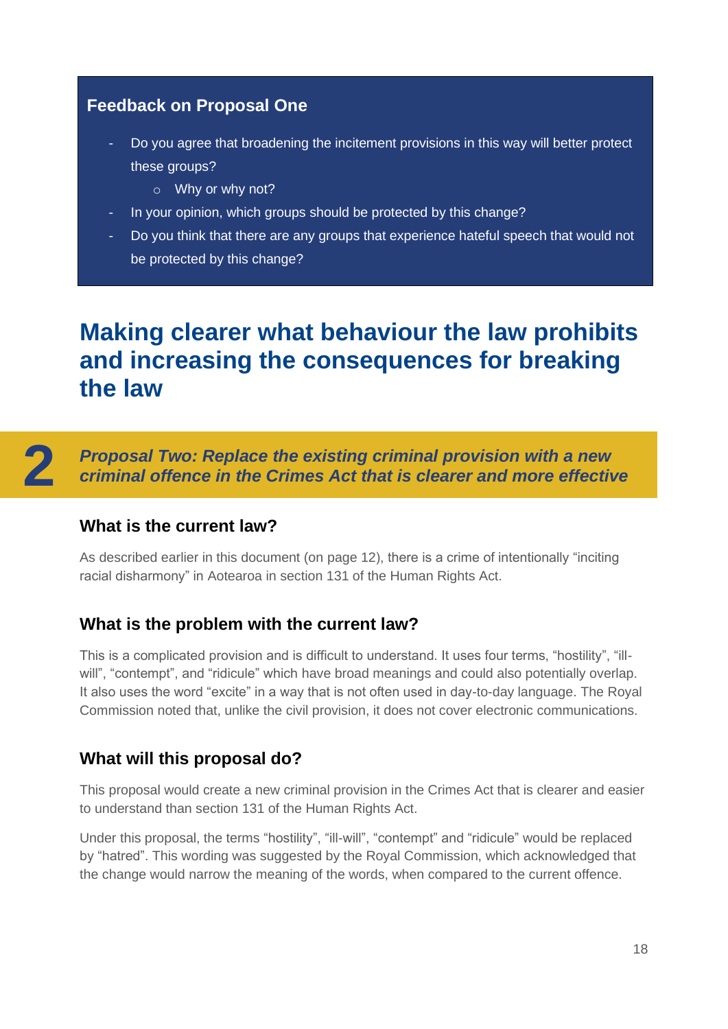### Feedback on Proposal One

- Do you agree that broadening the incitement provisions in this way will better protect these groups?
  - Why or why not?
- In your opinion, which groups should be protected by this change?
- Do you think that there are any groups that experience hateful speech that would not be protected by this change?

# Making clearer what behaviour the law prohibits and increasing the consequences for breaking the law

## 2 *Proposal Two: Replace the existing criminal provision with a new criminal offence in the Crimes Act that is clearer and more effective*

### What is the current law?

As described earlier in this document (on page 12), there is a crime of intentionally "inciting racial disharmony" in Aotearoa in section 131 of the Human Rights Act.

### What is the problem with the current law?

This is a complicated provision and is difficult to understand. It uses four terms, "hostility", "ill-will", "contempt", and "ridicule" which have broad meanings and could also potentially overlap. It also uses the word "excite" in a way that is not often used in day-to-day language. The Royal Commission noted that, unlike the civil provision, it does not cover electronic communications.

### What will this proposal do?

This proposal would create a new criminal provision in the Crimes Act that is clearer and easier to understand than section 131 of the Human Rights Act.

Under this proposal, the terms "hostility", "ill-will", "contempt" and "ridicule" would be replaced by "hatred". This wording was suggested by the Royal Commission, which acknowledged that the change would narrow the meaning of the words, when compared to the current offence.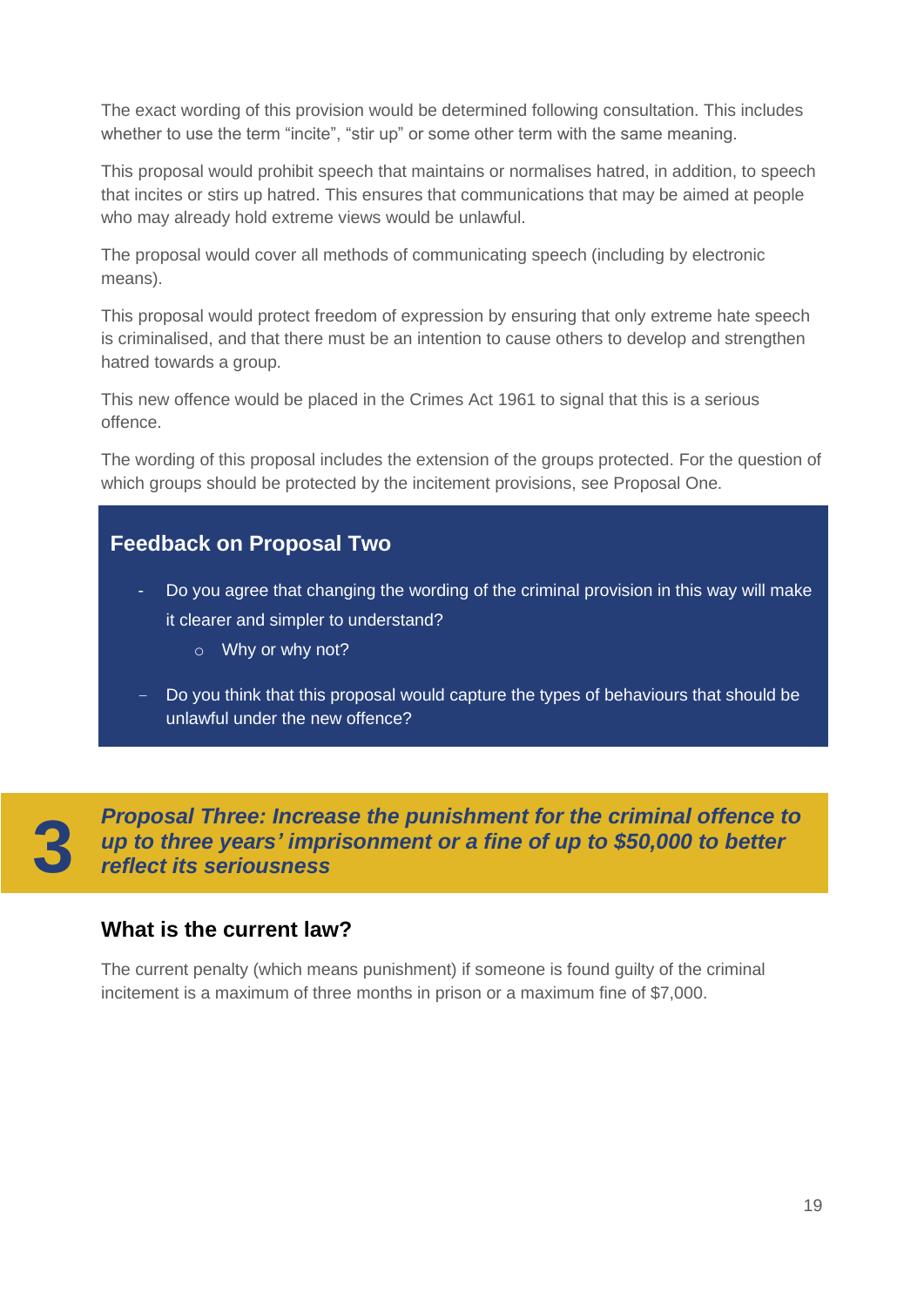The exact wording of this provision would be determined following consultation. This includes whether to use the term “incite”, “stir up” or some other term with the same meaning.

This proposal would prohibit speech that maintains or normalises hatred, in addition, to speech that incites or stirs up hatred. This ensures that communications that may be aimed at people who may already hold extreme views would be unlawful.

The proposal would cover all methods of communicating speech (including by electronic means).

This proposal would protect freedom of expression by ensuring that only extreme hate speech is criminalised, and that there must be an intention to cause others to develop and strengthen hatred towards a group.

This new offence would be placed in the Crimes Act 1961 to signal that this is a serious offence.

The wording of this proposal includes the extension of the groups protected. For the question of which groups should be protected by the incitement provisions, see Proposal One.

### Feedback on Proposal Two

- Do you agree that changing the wording of the criminal provision in this way will make it clearer and simpler to understand?
  - Why or why not?
- Do you think that this proposal would capture the types of behaviours that should be unlawful under the new offence?

## 3 *Proposal Three: Increase the punishment for the criminal offence to up to three years’ imprisonment or a fine of up to $50,000 to better reflect its seriousness*

### What is the current law?

The current penalty (which means punishment) if someone is found guilty of the criminal incitement is a maximum of three months in prison or a maximum fine of $7,000.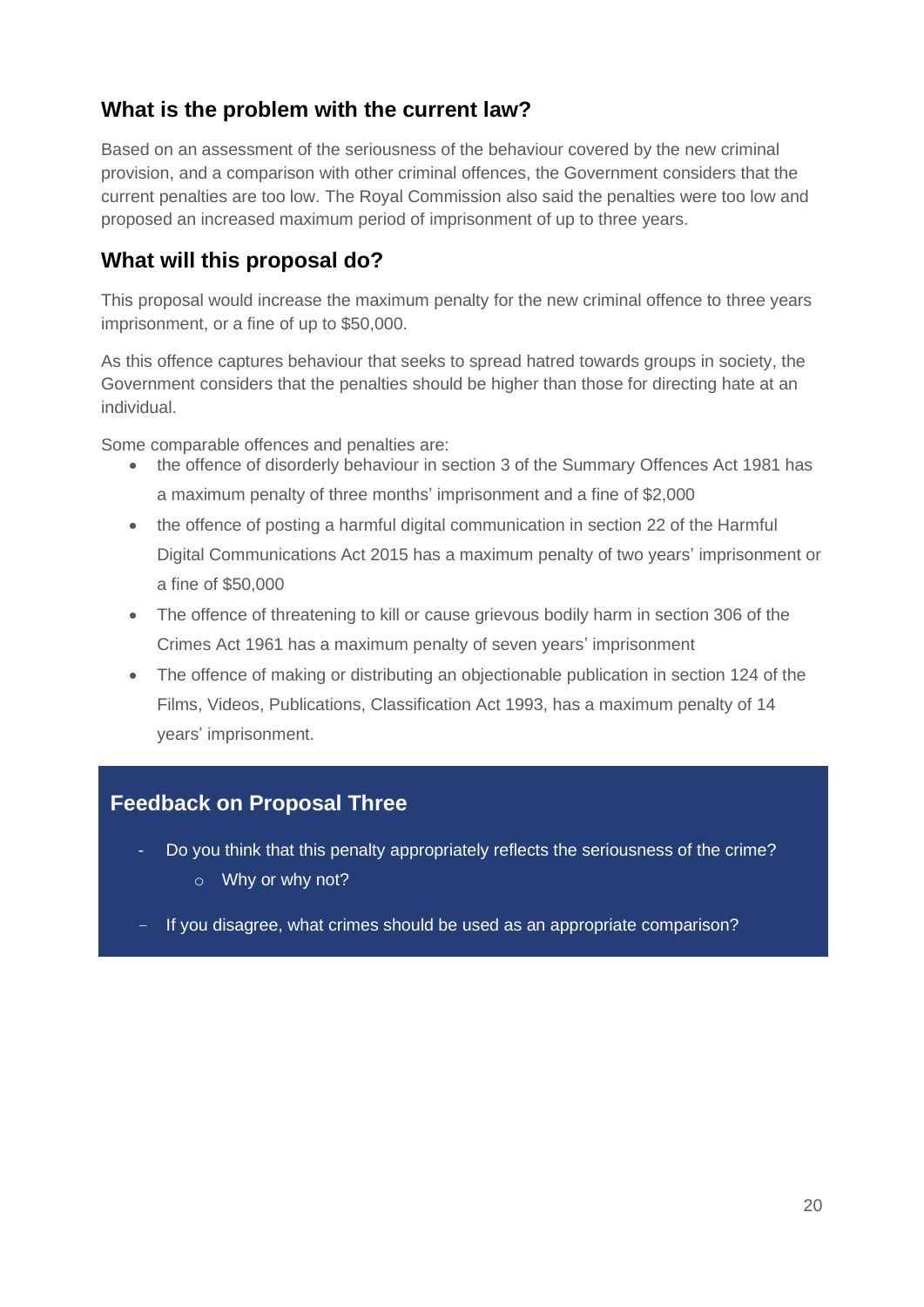## What is the problem with the current law?

Based on an assessment of the seriousness of the behaviour covered by the new criminal provision, and a comparison with other criminal offences, the Government considers that the current penalties are too low. The Royal Commission also said the penalties were too low and proposed an increased maximum period of imprisonment of up to three years.

## What will this proposal do?

This proposal would increase the maximum penalty for the new criminal offence to three years imprisonment, or a fine of up to $50,000.

As this offence captures behaviour that seeks to spread hatred towards groups in society, the Government considers that the penalties should be higher than those for directing hate at an individual.

Some comparable offences and penalties are:

- the offence of disorderly behaviour in section 3 of the Summary Offences Act 1981 has a maximum penalty of three months' imprisonment and a fine of $2,000
- the offence of posting a harmful digital communication in section 22 of the Harmful Digital Communications Act 2015 has a maximum penalty of two years' imprisonment or a fine of $50,000
- The offence of threatening to kill or cause grievous bodily harm in section 306 of the Crimes Act 1961 has a maximum penalty of seven years' imprisonment
- The offence of making or distributing an objectionable publication in section 124 of the Films, Videos, Publications, Classification Act 1993, has a maximum penalty of 14 years' imprisonment.

### Feedback on Proposal Three

- Do you think that this penalty appropriately reflects the seriousness of the crime?
    - Why or why not?
- If you disagree, what crimes should be used as an appropriate comparison?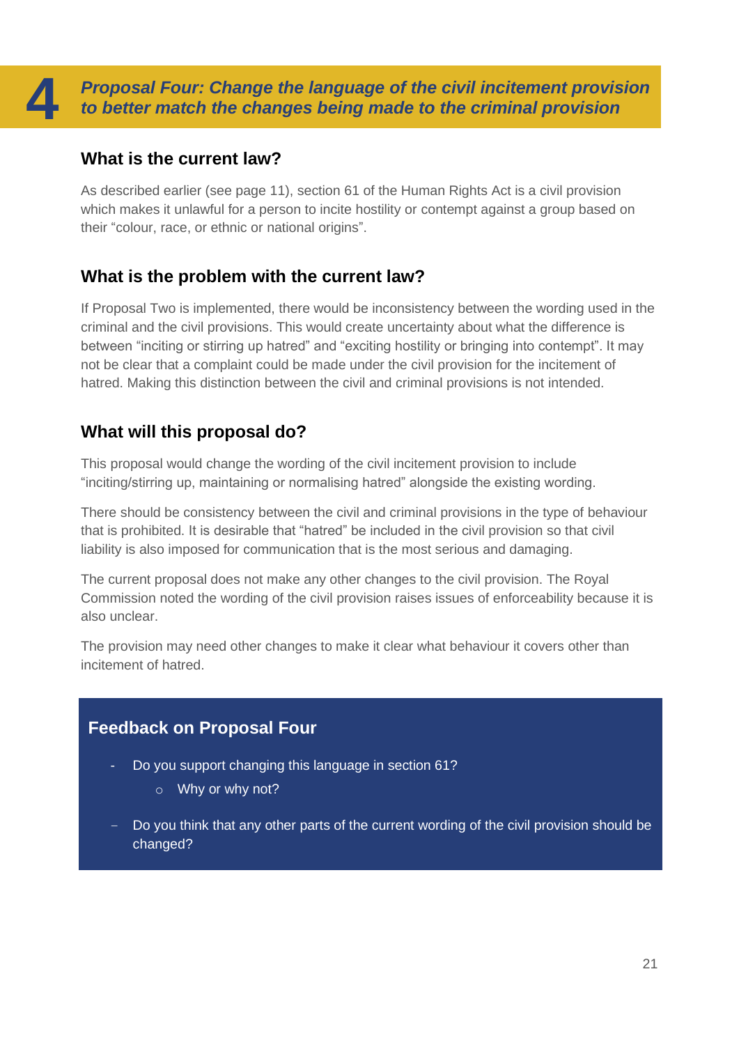# 4 *Proposal Four: Change the language of the civil incitement provision to better match the changes being made to the criminal provision*

## What is the current law?

As described earlier (see page 11), section 61 of the Human Rights Act is a civil provision which makes it unlawful for a person to incite hostility or contempt against a group based on their "colour, race, or ethnic or national origins".

## What is the problem with the current law?

If Proposal Two is implemented, there would be inconsistency between the wording used in the criminal and the civil provisions. This would create uncertainty about what the difference is between "inciting or stirring up hatred" and "exciting hostility or bringing into contempt". It may not be clear that a complaint could be made under the civil provision for the incitement of hatred. Making this distinction between the civil and criminal provisions is not intended.

## What will this proposal do?

This proposal would change the wording of the civil incitement provision to include "inciting/stirring up, maintaining or normalising hatred" alongside the existing wording.

There should be consistency between the civil and criminal provisions in the type of behaviour that is prohibited. It is desirable that "hatred" be included in the civil provision so that civil liability is also imposed for communication that is the most serious and damaging.

The current proposal does not make any other changes to the civil provision. The Royal Commission noted the wording of the civil provision raises issues of enforceability because it is also unclear.

The provision may need other changes to make it clear what behaviour it covers other than incitement of hatred.

### Feedback on Proposal Four

- Do you support changing this language in section 61?
  - Why or why not?
- Do you think that any other parts of the current wording of the civil provision should be changed?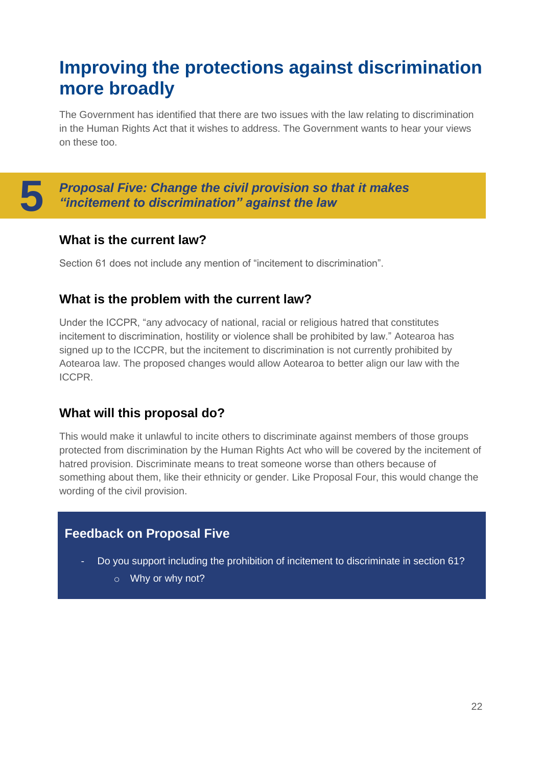# Improving the protections against discrimination more broadly

The Government has identified that there are two issues with the law relating to discrimination in the Human Rights Act that it wishes to address. The Government wants to hear your views on these too.

## 5 *Proposal Five: Change the civil provision so that it makes "incitement to discrimination" against the law*

### What is the current law?

Section 61 does not include any mention of "incitement to discrimination".

### What is the problem with the current law?

Under the ICCPR, "any advocacy of national, racial or religious hatred that constitutes incitement to discrimination, hostility or violence shall be prohibited by law." Aotearoa has signed up to the ICCPR, but the incitement to discrimination is not currently prohibited by Aotearoa law. The proposed changes would allow Aotearoa to better align our law with the ICCPR.

### What will this proposal do?

This would make it unlawful to incite others to discriminate against members of those groups protected from discrimination by the Human Rights Act who will be covered by the incitement of hatred provision. Discriminate means to treat someone worse than others because of something about them, like their ethnicity or gender. Like Proposal Four, this would change the wording of the civil provision.

### Feedback on Proposal Five

- Do you support including the prohibition of incitement to discriminate in section 61?
  - Why or why not?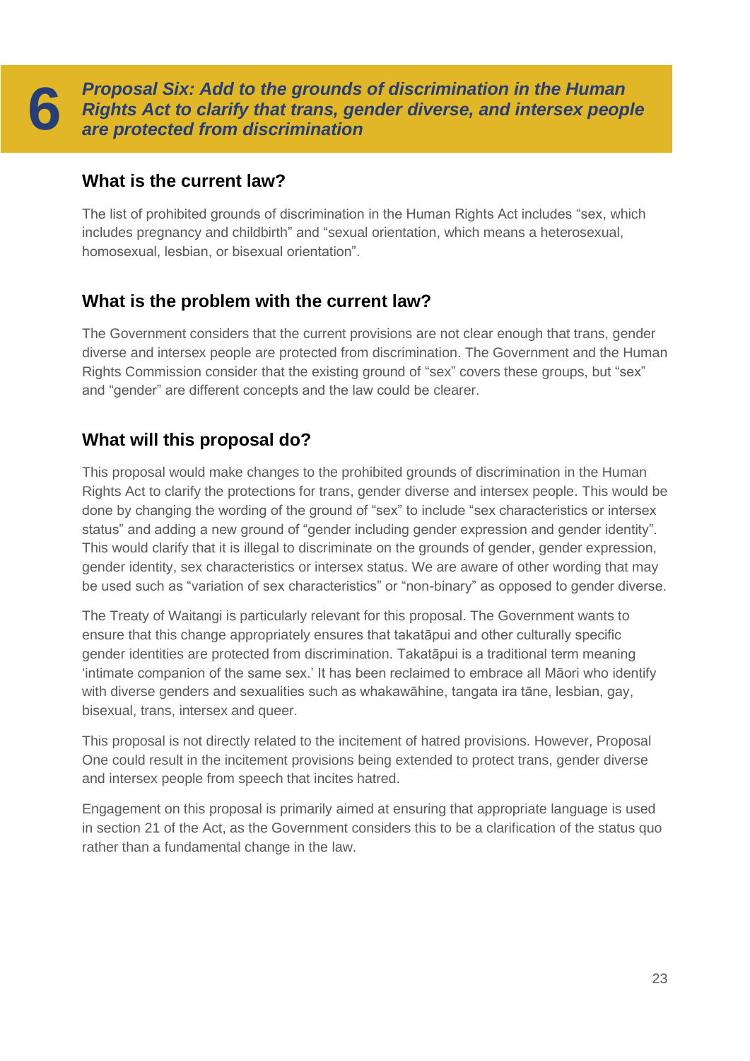# 6 *Proposal Six: Add to the grounds of discrimination in the Human Rights Act to clarify that trans, gender diverse, and intersex people are protected from discrimination*

## What is the current law?

The list of prohibited grounds of discrimination in the Human Rights Act includes "sex, which includes pregnancy and childbirth" and "sexual orientation, which means a heterosexual, homosexual, lesbian, or bisexual orientation".

## What is the problem with the current law?

The Government considers that the current provisions are not clear enough that trans, gender diverse and intersex people are protected from discrimination. The Government and the Human Rights Commission consider that the existing ground of "sex" covers these groups, but "sex" and "gender" are different concepts and the law could be clearer.

## What will this proposal do?

This proposal would make changes to the prohibited grounds of discrimination in the Human Rights Act to clarify the protections for trans, gender diverse and intersex people. This would be done by changing the wording of the ground of "sex" to include "sex characteristics or intersex status" and adding a new ground of "gender including gender expression and gender identity". This would clarify that it is illegal to discriminate on the grounds of gender, gender expression, gender identity, sex characteristics or intersex status. We are aware of other wording that may be used such as "variation of sex characteristics" or "non-binary" as opposed to gender diverse.

The Treaty of Waitangi is particularly relevant for this proposal. The Government wants to ensure that this change appropriately ensures that takatāpui and other culturally specific gender identities are protected from discrimination. Takatāpui is a traditional term meaning 'intimate companion of the same sex.' It has been reclaimed to embrace all Māori who identify with diverse genders and sexualities such as whakawāhine, tangata ira tāne, lesbian, gay, bisexual, trans, intersex and queer.

This proposal is not directly related to the incitement of hatred provisions. However, Proposal One could result in the incitement provisions being extended to protect trans, gender diverse and intersex people from speech that incites hatred.

Engagement on this proposal is primarily aimed at ensuring that appropriate language is used in section 21 of the Act, as the Government considers this to be a clarification of the status quo rather than a fundamental change in the law.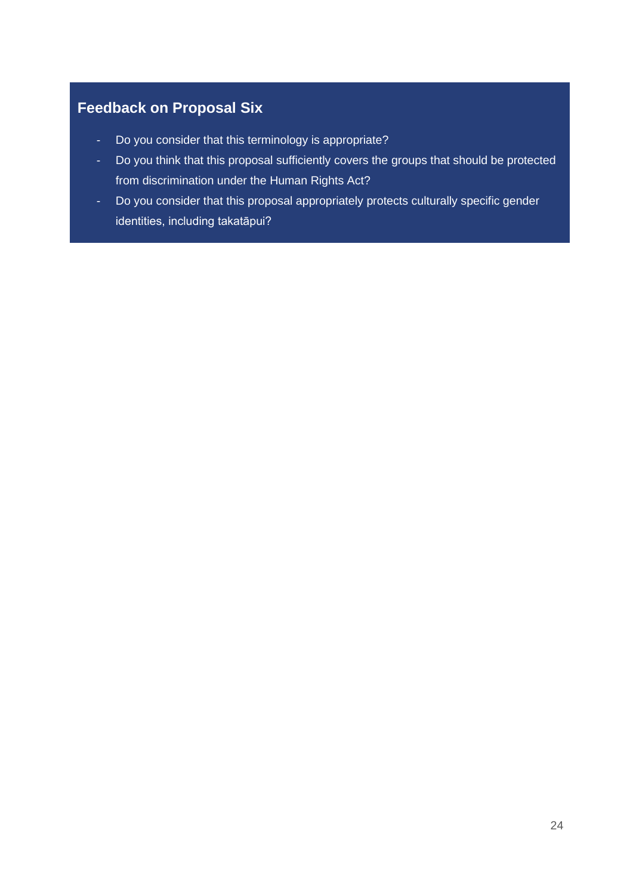### Feedback on Proposal Six

- Do you consider that this terminology is appropriate?
- Do you think that this proposal sufficiently covers the groups that should be protected from discrimination under the Human Rights Act?
- Do you consider that this proposal appropriately protects culturally specific gender identities, including takatāpui?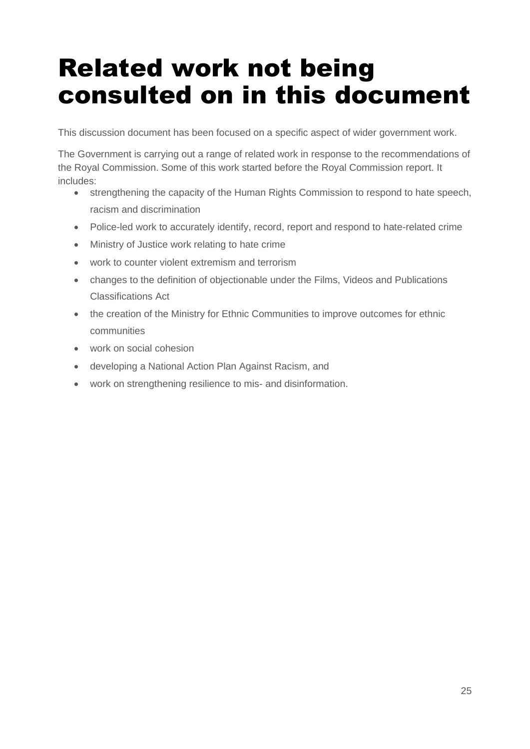# Related work not being consulted on in this document

This discussion document has been focused on a specific aspect of wider government work.

The Government is carrying out a range of related work in response to the recommendations of the Royal Commission. Some of this work started before the Royal Commission report. It includes:

- strengthening the capacity of the Human Rights Commission to respond to hate speech, racism and discrimination
- Police-led work to accurately identify, record, report and respond to hate-related crime
- Ministry of Justice work relating to hate crime
- work to counter violent extremism and terrorism
- changes to the definition of objectionable under the Films, Videos and Publications Classifications Act
- the creation of the Ministry for Ethnic Communities to improve outcomes for ethnic communities
- work on social cohesion
- developing a National Action Plan Against Racism, and
- work on strengthening resilience to mis- and disinformation.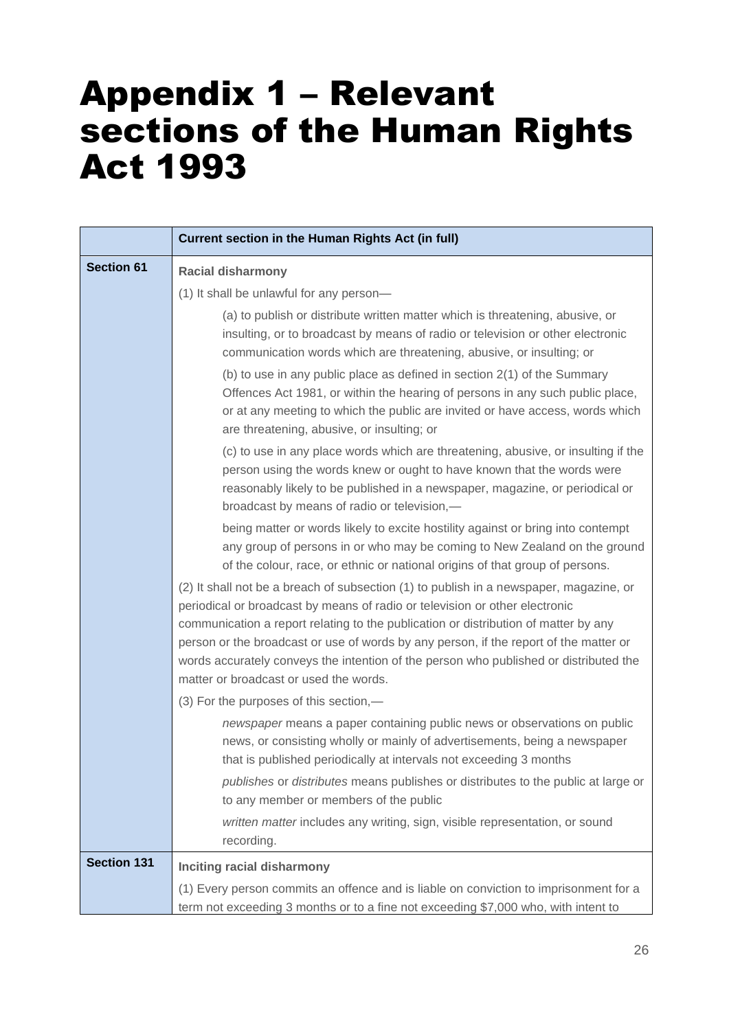# Appendix 1 – Relevant sections of the Human Rights Act 1993

| | Current section in the Human Rights Act (in full) |
|---|---|
| **Section 61** | **Racial disharmony**<br>(1) It shall be unlawful for any person—<br>(a) to publish or distribute written matter which is threatening, abusive, or insulting, or to broadcast by means of radio or television or other electronic communication words which are threatening, abusive, or insulting; or<br>(b) to use in any public place as defined in section 2(1) of the Summary Offences Act 1981, or within the hearing of persons in any such public place, or at any meeting to which the public are invited or have access, words which are threatening, abusive, or insulting; or<br>(c) to use in any place words which are threatening, abusive, or insulting if the person using the words knew or ought to have known that the words were reasonably likely to be published in a newspaper, magazine, or periodical or broadcast by means of radio or television,—<br>being matter or words likely to excite hostility against or bring into contempt any group of persons in or who may be coming to New Zealand on the ground of the colour, race, or ethnic or national origins of that group of persons.<br>(2) It shall not be a breach of subsection (1) to publish in a newspaper, magazine, or periodical or broadcast by means of radio or television or other electronic communication a report relating to the publication or distribution of matter by any person or the broadcast or use of words by any person, if the report of the matter or words accurately conveys the intention of the person who published or distributed the matter or broadcast or used the words.<br>(3) For the purposes of this section,—<br>*newspaper* means a paper containing public news or observations on public news, or consisting wholly or mainly of advertisements, being a newspaper that is published periodically at intervals not exceeding 3 months<br>*publishes* or *distributes* means publishes or distributes to the public at large or to any member or members of the public<br>*written matter* includes any writing, sign, visible representation, or sound recording. |
| **Section 131** | **Inciting racial disharmony**<br>(1) Every person commits an offence and is liable on conviction to imprisonment for a term not exceeding 3 months or to a fine not exceeding $7,000 who, with intent to |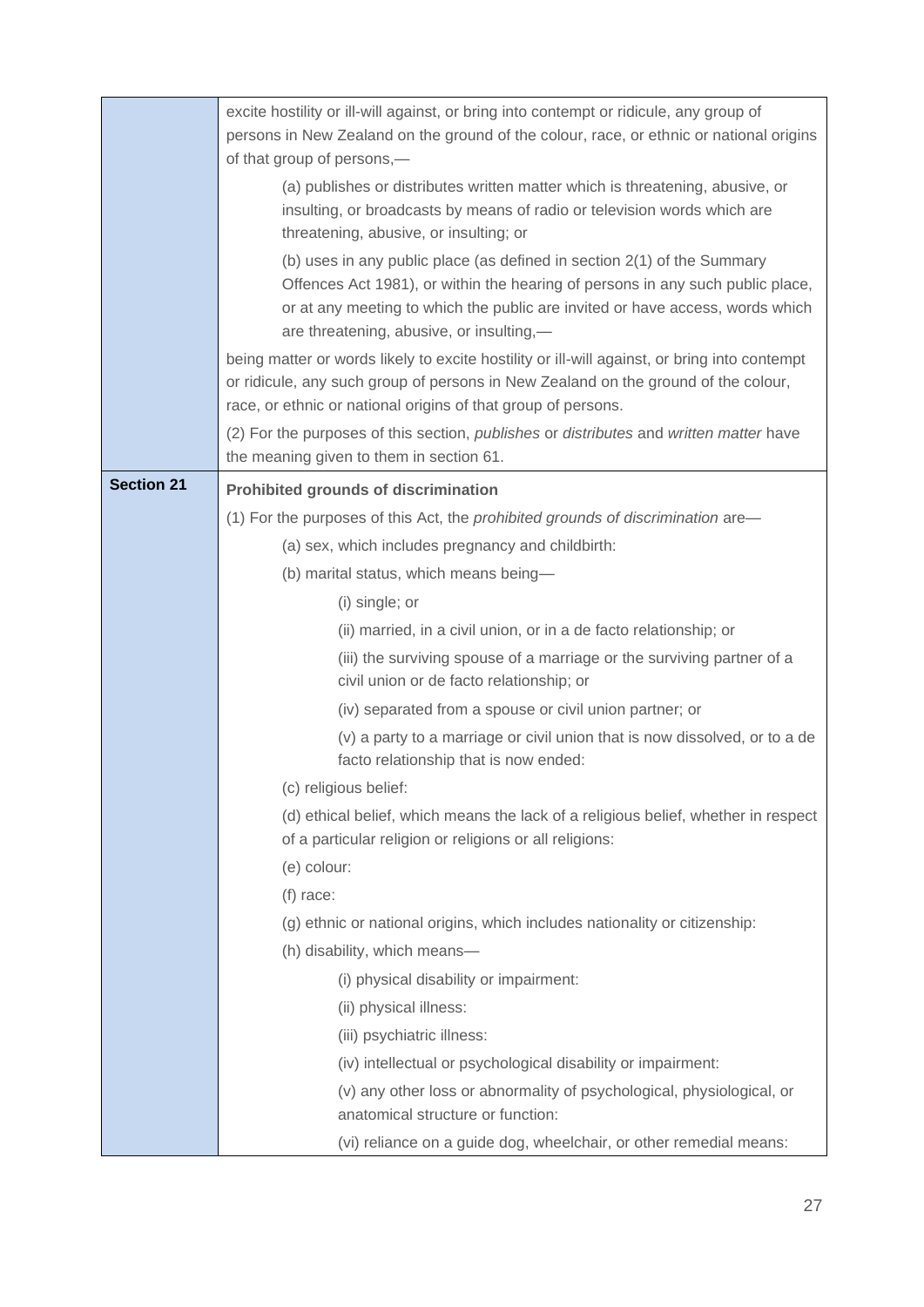| | |
|---|---|
| | excite hostility or ill-will against, or bring into contempt or ridicule, any group of persons in New Zealand on the ground of the colour, race, or ethnic or national origins of that group of persons,—<br><br>(a) publishes or distributes written matter which is threatening, abusive, or insulting, or broadcasts by means of radio or television words which are threatening, abusive, or insulting; or<br><br>(b) uses in any public place (as defined in section 2(1) of the Summary Offences Act 1981), or within the hearing of persons in any such public place, or at any meeting to which the public are invited or have access, words which are threatening, abusive, or insulting,—<br><br>being matter or words likely to excite hostility or ill-will against, or bring into contempt or ridicule, any such group of persons in New Zealand on the ground of the colour, race, or ethnic or national origins of that group of persons.<br><br>(2) For the purposes of this section, *publishes* or *distributes* and *written matter* have the meaning given to them in section 61. |
| **Section 21** | **Prohibited grounds of discrimination**<br><br>(1) For the purposes of this Act, the *prohibited grounds of discrimination* are—<br><br>(a) sex, which includes pregnancy and childbirth:<br><br>(b) marital status, which means being—<br><br>(i) single; or<br><br>(ii) married, in a civil union, or in a de facto relationship; or<br><br>(iii) the surviving spouse of a marriage or the surviving partner of a civil union or de facto relationship; or<br><br>(iv) separated from a spouse or civil union partner; or<br><br>(v) a party to a marriage or civil union that is now dissolved, or to a de facto relationship that is now ended:<br><br>(c) religious belief:<br><br>(d) ethical belief, which means the lack of a religious belief, whether in respect of a particular religion or religions or all religions:<br><br>(e) colour:<br><br>(f) race:<br><br>(g) ethnic or national origins, which includes nationality or citizenship:<br><br>(h) disability, which means—<br><br>(i) physical disability or impairment:<br><br>(ii) physical illness:<br><br>(iii) psychiatric illness:<br><br>(iv) intellectual or psychological disability or impairment:<br><br>(v) any other loss or abnormality of psychological, physiological, or anatomical structure or function:<br><br>(vi) reliance on a guide dog, wheelchair, or other remedial means: |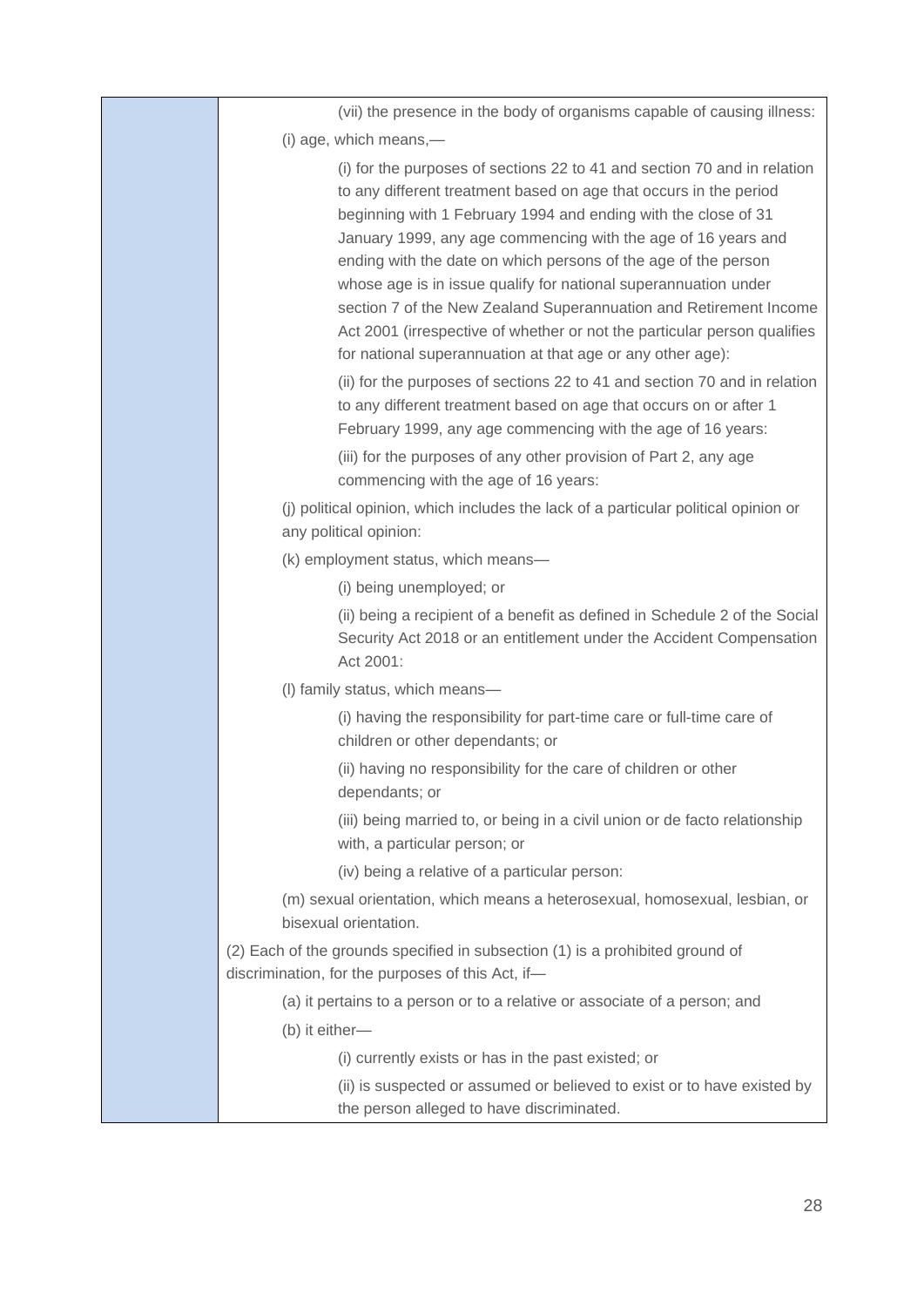(vii) the presence in the body of organisms capable of causing illness:

(i) age, which means,—

(i) for the purposes of sections 22 to 41 and section 70 and in relation to any different treatment based on age that occurs in the period beginning with 1 February 1994 and ending with the close of 31 January 1999, any age commencing with the age of 16 years and ending with the date on which persons of the age of the person whose age is in issue qualify for national superannuation under section 7 of the New Zealand Superannuation and Retirement Income Act 2001 (irrespective of whether or not the particular person qualifies for national superannuation at that age or any other age):

(ii) for the purposes of sections 22 to 41 and section 70 and in relation to any different treatment based on age that occurs on or after 1 February 1999, any age commencing with the age of 16 years:

(iii) for the purposes of any other provision of Part 2, any age commencing with the age of 16 years:

(j) political opinion, which includes the lack of a particular political opinion or any political opinion:

(k) employment status, which means—

(i) being unemployed; or

(ii) being a recipient of a benefit as defined in Schedule 2 of the Social Security Act 2018 or an entitlement under the Accident Compensation Act 2001:

(l) family status, which means—

(i) having the responsibility for part-time care or full-time care of children or other dependants; or

(ii) having no responsibility for the care of children or other dependants; or

(iii) being married to, or being in a civil union or de facto relationship with, a particular person; or

(iv) being a relative of a particular person:

(m) sexual orientation, which means a heterosexual, homosexual, lesbian, or bisexual orientation.

(2) Each of the grounds specified in subsection (1) is a prohibited ground of discrimination, for the purposes of this Act, if—

(a) it pertains to a person or to a relative or associate of a person; and

(b) it either—

(i) currently exists or has in the past existed; or

(ii) is suspected or assumed or believed to exist or to have existed by the person alleged to have discriminated.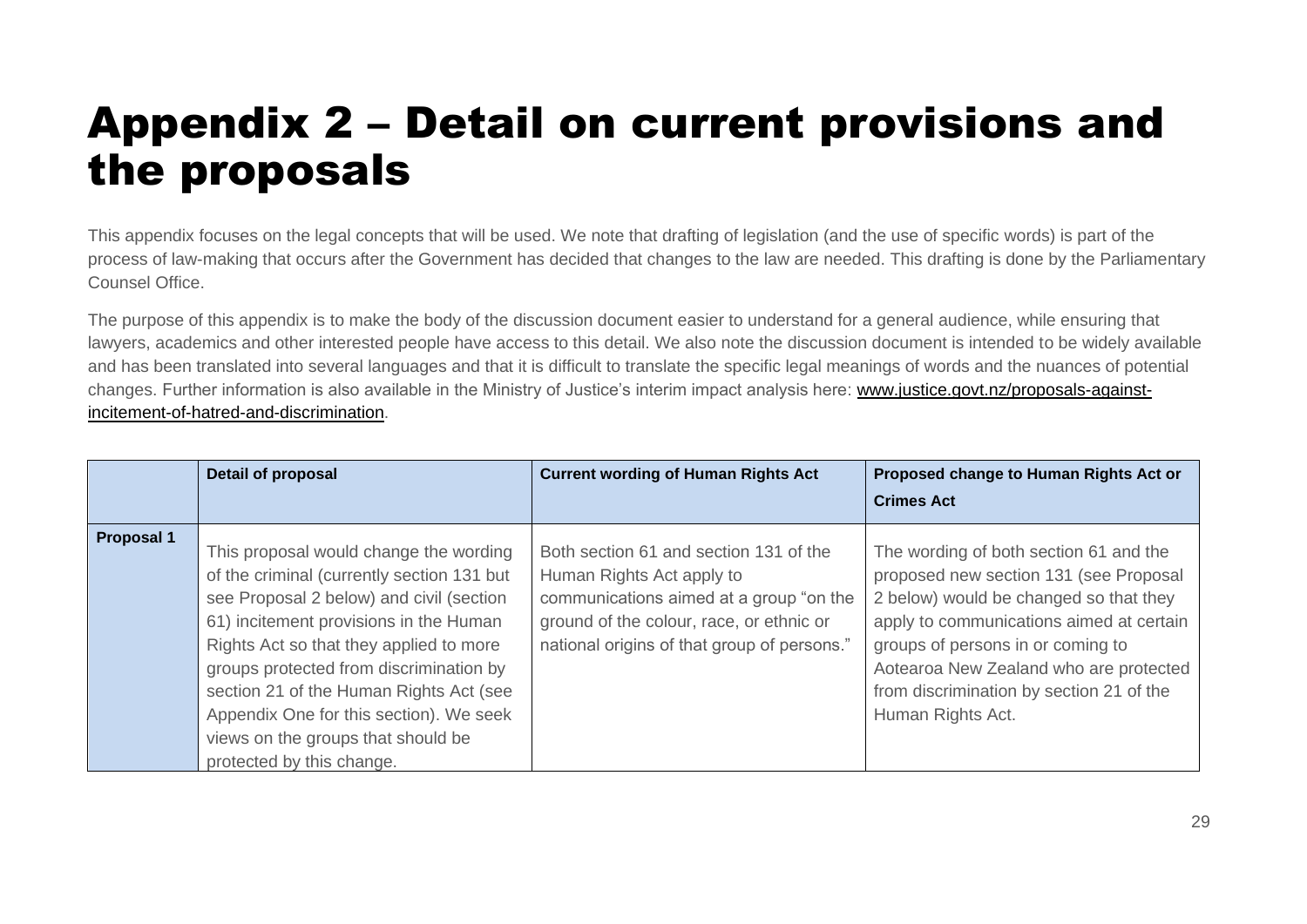# Appendix 2 – Detail on current provisions and the proposals

This appendix focuses on the legal concepts that will be used. We note that drafting of legislation (and the use of specific words) is part of the process of law-making that occurs after the Government has decided that changes to the law are needed. This drafting is done by the Parliamentary Counsel Office.

The purpose of this appendix is to make the body of the discussion document easier to understand for a general audience, while ensuring that lawyers, academics and other interested people have access to this detail. We also note the discussion document is intended to be widely available and has been translated into several languages and that it is difficult to translate the specific legal meanings of words and the nuances of potential changes. Further information is also available in the Ministry of Justice's interim impact analysis here: [www.justice.govt.nz/proposals-against-incitement-of-hatred-and-discrimination](www.justice.govt.nz/proposals-against-incitement-of-hatred-and-discrimination).

| | Detail of proposal | Current wording of Human Rights Act | Proposed change to Human Rights Act or Crimes Act |
|---|---|---|---|
| **Proposal 1** | This proposal would change the wording of the criminal (currently section 131 but see Proposal 2 below) and civil (section 61) incitement provisions in the Human Rights Act so that they applied to more groups protected from discrimination by section 21 of the Human Rights Act (see Appendix One for this section). We seek views on the groups that should be protected by this change. | Both section 61 and section 131 of the Human Rights Act apply to communications aimed at a group "on the ground of the colour, race, or ethnic or national origins of that group of persons." | The wording of both section 61 and the proposed new section 131 (see Proposal 2 below) would be changed so that they apply to communications aimed at certain groups of persons in or coming to Aotearoa New Zealand who are protected from discrimination by section 21 of the Human Rights Act. |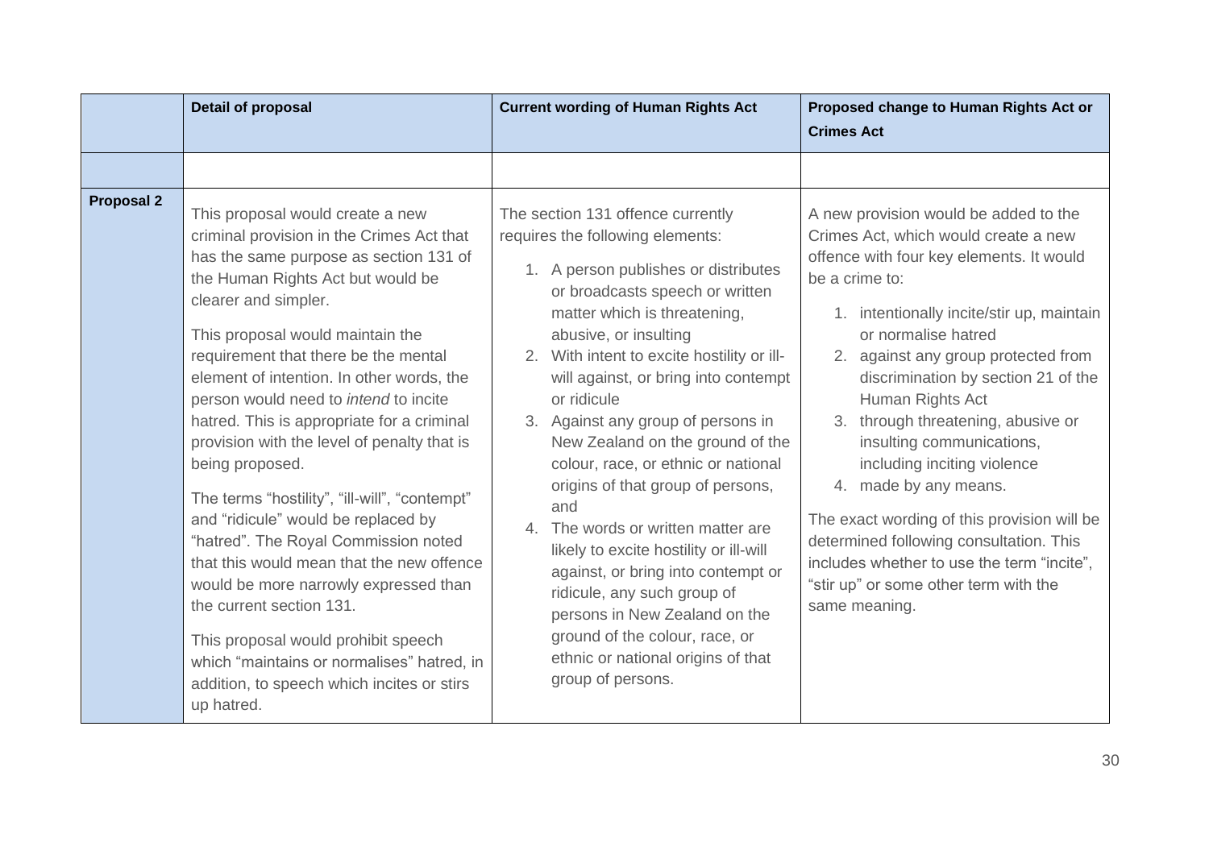| | Detail of proposal | Current wording of Human Rights Act | Proposed change to Human Rights Act or Crimes Act |
|---|---|---|---|
| | | | |
| **Proposal 2** | This proposal would create a new criminal provision in the Crimes Act that has the same purpose as section 131 of the Human Rights Act but would be clearer and simpler.<br><br>This proposal would maintain the requirement that there be the mental element of intention. In other words, the person would need to *intend* to incite hatred. This is appropriate for a criminal provision with the level of penalty that is being proposed.<br><br>The terms "hostility", "ill-will", "contempt" and "ridicule" would be replaced by "hatred". The Royal Commission noted that this would mean that the new offence would be more narrowly expressed than the current section 131.<br><br>This proposal would prohibit speech which "maintains or normalises" hatred, in addition, to speech which incites or stirs up hatred. | The section 131 offence currently requires the following elements:<br><br>1. A person publishes or distributes or broadcasts speech or written matter which is threatening, abusive, or insulting<br>2. With intent to excite hostility or ill-will against, or bring into contempt or ridicule<br>3. Against any group of persons in New Zealand on the ground of the colour, race, or ethnic or national origins of that group of persons, and<br>4. The words or written matter are likely to excite hostility or ill-will against, or bring into contempt or ridicule, any such group of persons in New Zealand on the ground of the colour, race, or ethnic or national origins of that group of persons. | A new provision would be added to the Crimes Act, which would create a new offence with four key elements. It would be a crime to:<br><br>1. intentionally incite/stir up, maintain or normalise hatred<br>2. against any group protected from discrimination by section 21 of the Human Rights Act<br>3. through threatening, abusive or insulting communications, including inciting violence<br>4. made by any means.<br><br>The exact wording of this provision will be determined following consultation. This includes whether to use the term "incite", "stir up" or some other term with the same meaning. |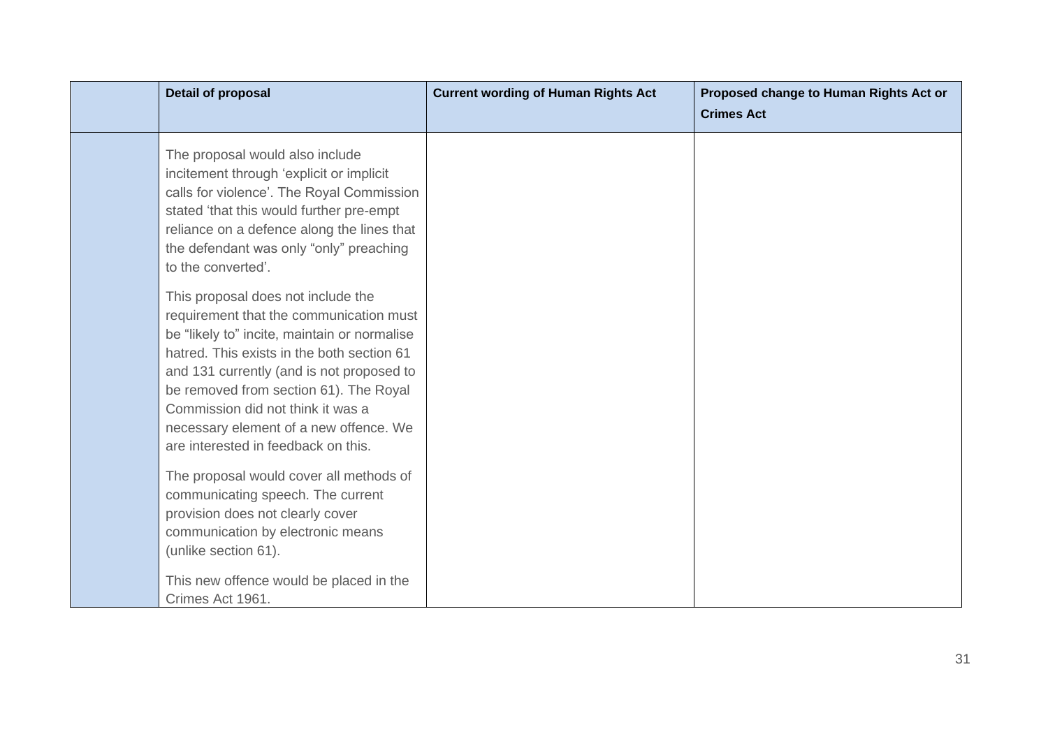| | Detail of proposal | Current wording of Human Rights Act | Proposed change to Human Rights Act or Crimes Act |
|---|---|---|---|
| | The proposal would also include incitement through 'explicit or implicit calls for violence'. The Royal Commission stated 'that this would further pre-empt reliance on a defence along the lines that the defendant was only "only" preaching to the converted'.<br><br>This proposal does not include the requirement that the communication must be "likely to" incite, maintain or normalise hatred. This exists in the both section 61 and 131 currently (and is not proposed to be removed from section 61). The Royal Commission did not think it was a necessary element of a new offence. We are interested in feedback on this.<br><br>The proposal would cover all methods of communicating speech. The current provision does not clearly cover communication by electronic means (unlike section 61).<br><br>This new offence would be placed in the Crimes Act 1961. | | |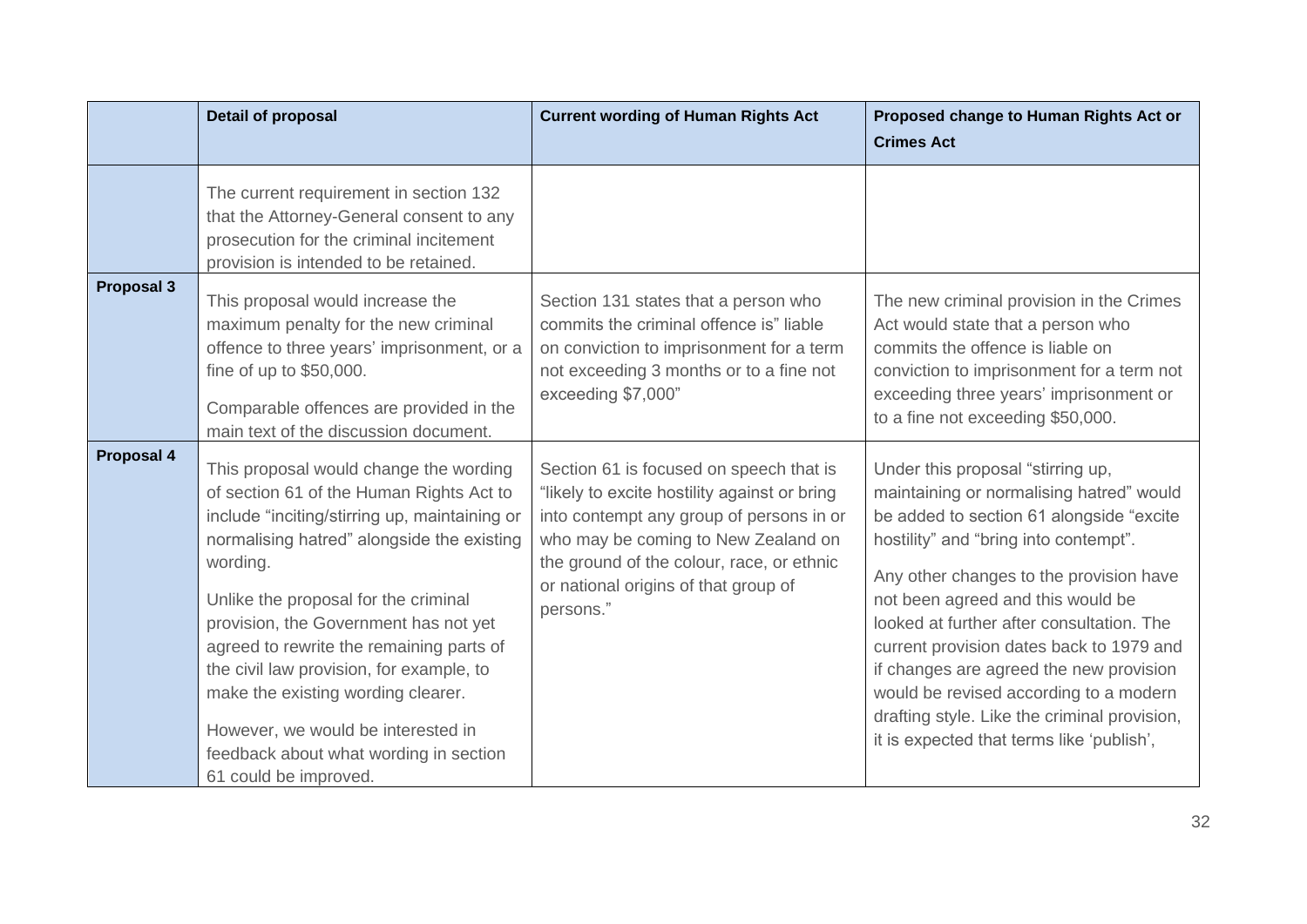|  | Detail of proposal | Current wording of Human Rights Act | Proposed change to Human Rights Act or Crimes Act |
| --- | --- | --- | --- |
|  | The current requirement in section 132 that the Attorney-General consent to any prosecution for the criminal incitement provision is intended to be retained. |  |  |
| **Proposal 3** | This proposal would increase the maximum penalty for the new criminal offence to three years' imprisonment, or a fine of up to $50,000.<br><br>Comparable offences are provided in the main text of the discussion document. | Section 131 states that a person who commits the criminal offence is" liable on conviction to imprisonment for a term not exceeding 3 months or to a fine not exceeding $7,000" | The new criminal provision in the Crimes Act would state that a person who commits the offence is liable on conviction to imprisonment for a term not exceeding three years' imprisonment or to a fine not exceeding $50,000. |
| **Proposal 4** | This proposal would change the wording of section 61 of the Human Rights Act to include "inciting/stirring up, maintaining or normalising hatred" alongside the existing wording.<br><br>Unlike the proposal for the criminal provision, the Government has not yet agreed to rewrite the remaining parts of the civil law provision, for example, to make the existing wording clearer.<br><br>However, we would be interested in feedback about what wording in section 61 could be improved. | Section 61 is focused on speech that is "likely to excite hostility against or bring into contempt any group of persons in or who may be coming to New Zealand on the ground of the colour, race, or ethnic or national origins of that group of persons." | Under this proposal "stirring up, maintaining or normalising hatred" would be added to section 61 alongside "excite hostility" and "bring into contempt".<br><br>Any other changes to the provision have not been agreed and this would be looked at further after consultation. The current provision dates back to 1979 and if changes are agreed the new provision would be revised according to a modern drafting style. Like the criminal provision, it is expected that terms like 'publish', |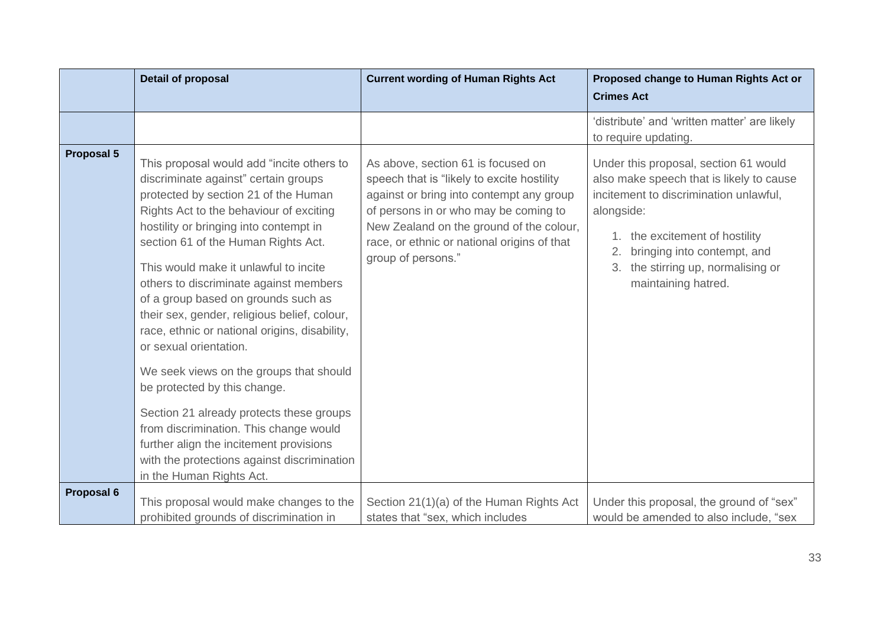| | Detail of proposal | Current wording of Human Rights Act | Proposed change to Human Rights Act or Crimes Act |
|---|---|---|---|
| | | | 'distribute' and 'written matter' are likely to require updating. |
| **Proposal 5** | This proposal would add "incite others to discriminate against" certain groups protected by section 21 of the Human Rights Act to the behaviour of exciting hostility or bringing into contempt in section 61 of the Human Rights Act.<br><br>This would make it unlawful to incite others to discriminate against members of a group based on grounds such as their sex, gender, religious belief, colour, race, ethnic or national origins, disability, or sexual orientation.<br><br>We seek views on the groups that should be protected by this change.<br><br>Section 21 already protects these groups from discrimination. This change would further align the incitement provisions with the protections against discrimination in the Human Rights Act. | As above, section 61 is focused on speech that is "likely to excite hostility against or bring into contempt any group of persons in or who may be coming to New Zealand on the ground of the colour, race, or ethnic or national origins of that group of persons." | Under this proposal, section 61 would also make speech that is likely to cause incitement to discrimination unlawful, alongside:<br><br>1. the excitement of hostility<br>2. bringing into contempt, and<br>3. the stirring up, normalising or maintaining hatred. |
| **Proposal 6** | This proposal would make changes to the prohibited grounds of discrimination in | Section 21(1)(a) of the Human Rights Act states that "sex, which includes | Under this proposal, the ground of "sex" would be amended to also include, "sex |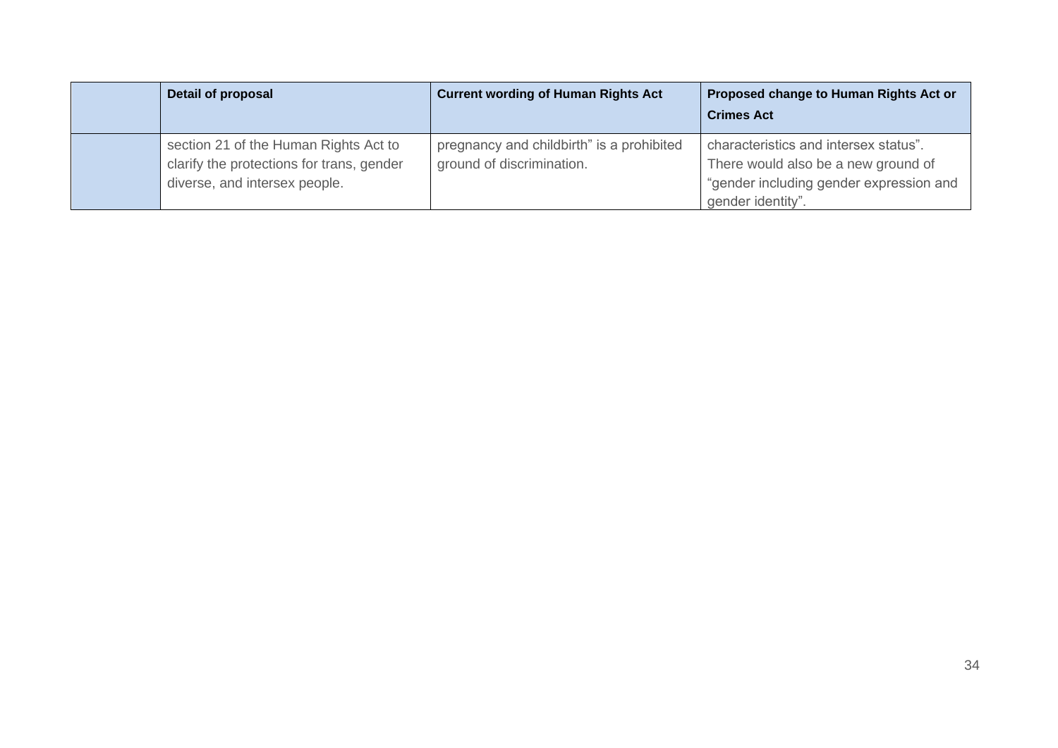| | Detail of proposal | Current wording of Human Rights Act | Proposed change to Human Rights Act or Crimes Act |
|---|---|---|---|
| | section 21 of the Human Rights Act to clarify the protections for trans, gender diverse, and intersex people. | pregnancy and childbirth" is a prohibited ground of discrimination. | characteristics and intersex status". There would also be a new ground of "gender including gender expression and gender identity". |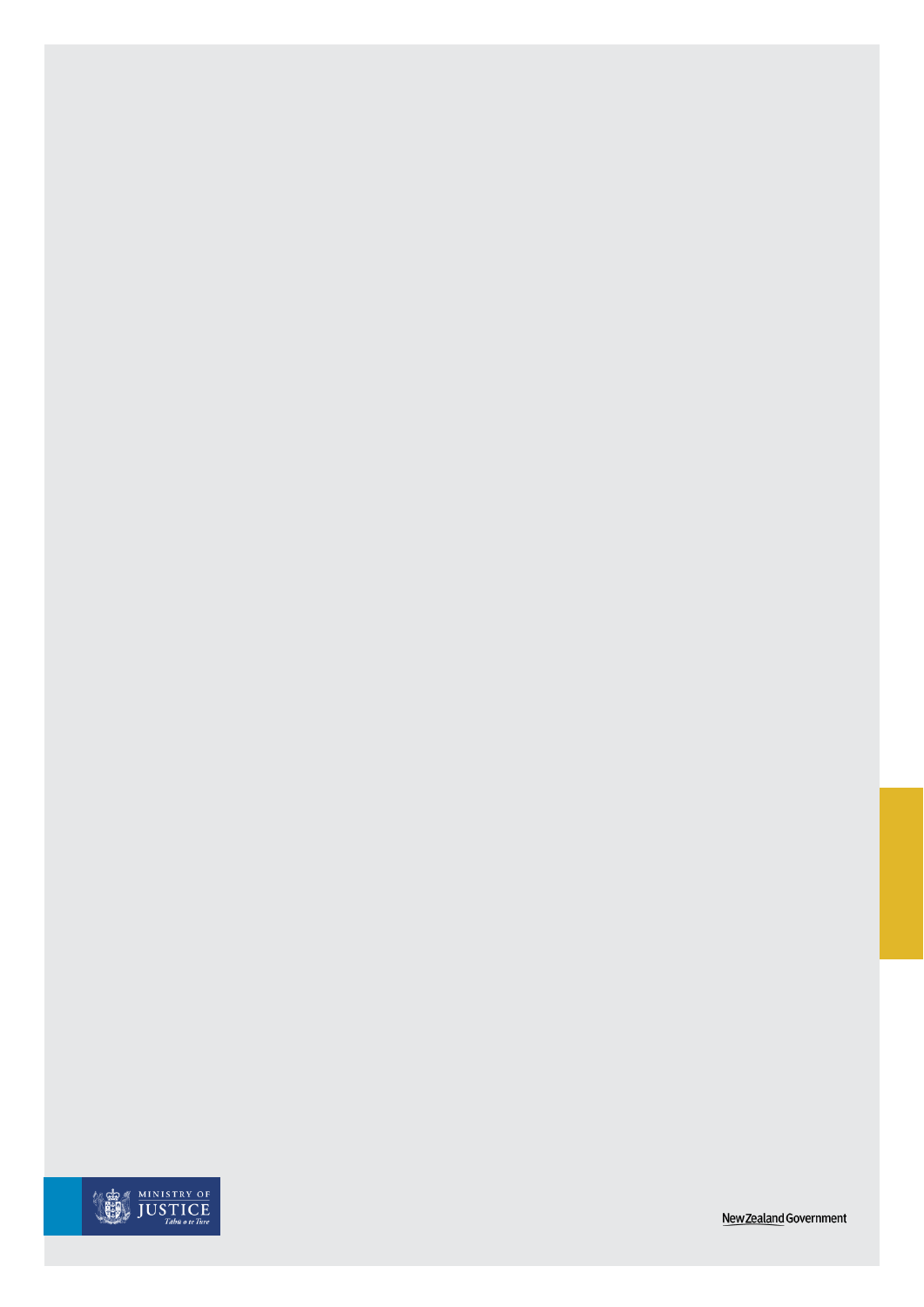MINISTRY OF JUSTICE

Tahu o te Ture

New Zealand Government